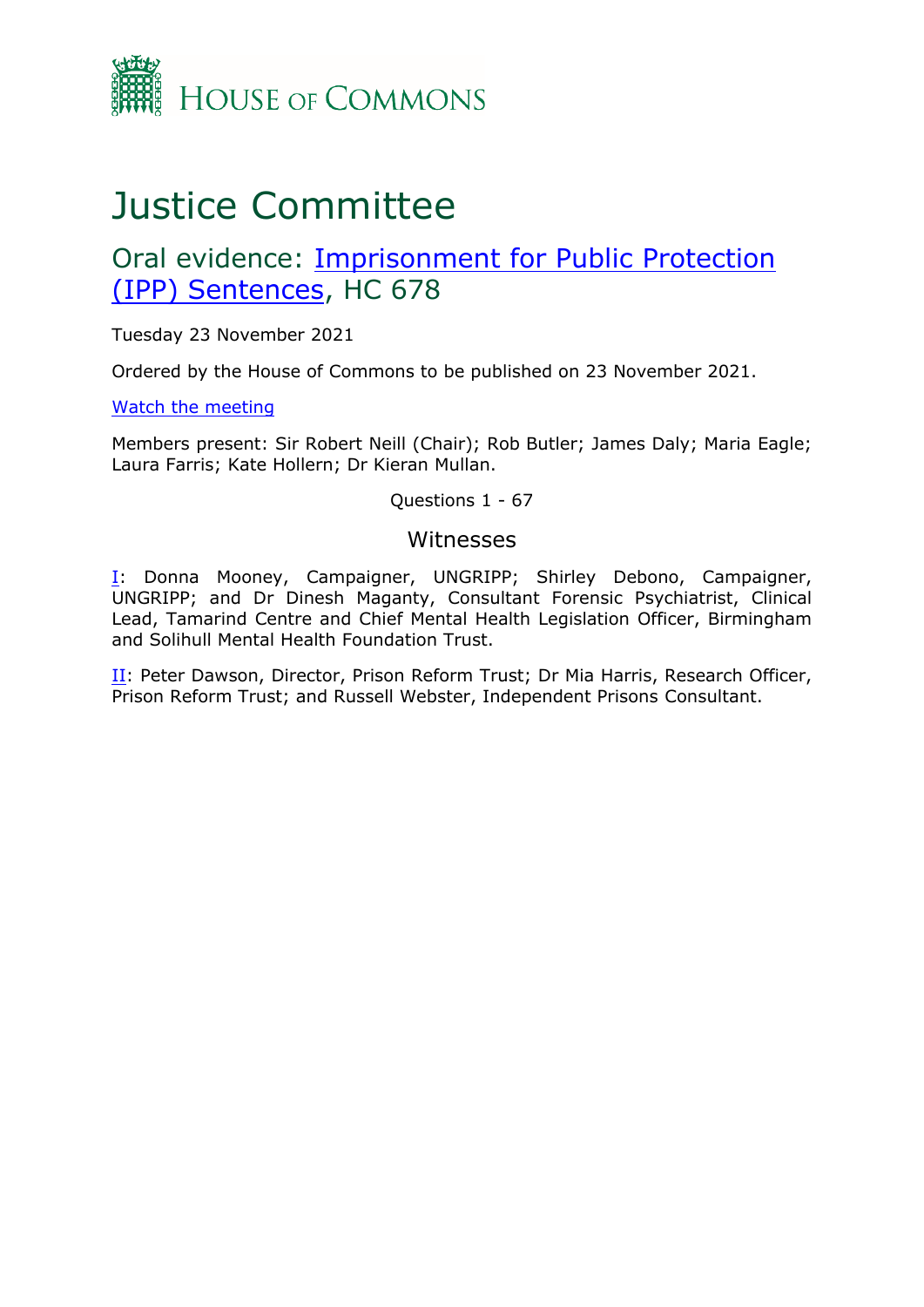HOUSE OF COMMONS

# Justice Committee

## Oral evidence: [Imprisonment for Public Protection (IPP) Sentences](), HC 678

Tuesday 23 November 2021

Ordered by the House of Commons to be published on 23 November 2021.

[Watch the meeting]()

Members present: Sir Robert Neill (Chair); Rob Butler; James Daly; Maria Eagle; Laura Farris; Kate Hollern; Dr Kieran Mullan.

Questions 1 - 67

### Witnesses

[I](): Donna Mooney, Campaigner, UNGRIPP; Shirley Debono, Campaigner, UNGRIPP; and Dr Dinesh Maganty, Consultant Forensic Psychiatrist, Clinical Lead, Tamarind Centre and Chief Mental Health Legislation Officer, Birmingham and Solihull Mental Health Foundation Trust.

[II](): Peter Dawson, Director, Prison Reform Trust; Dr Mia Harris, Research Officer, Prison Reform Trust; and Russell Webster, Independent Prisons Consultant.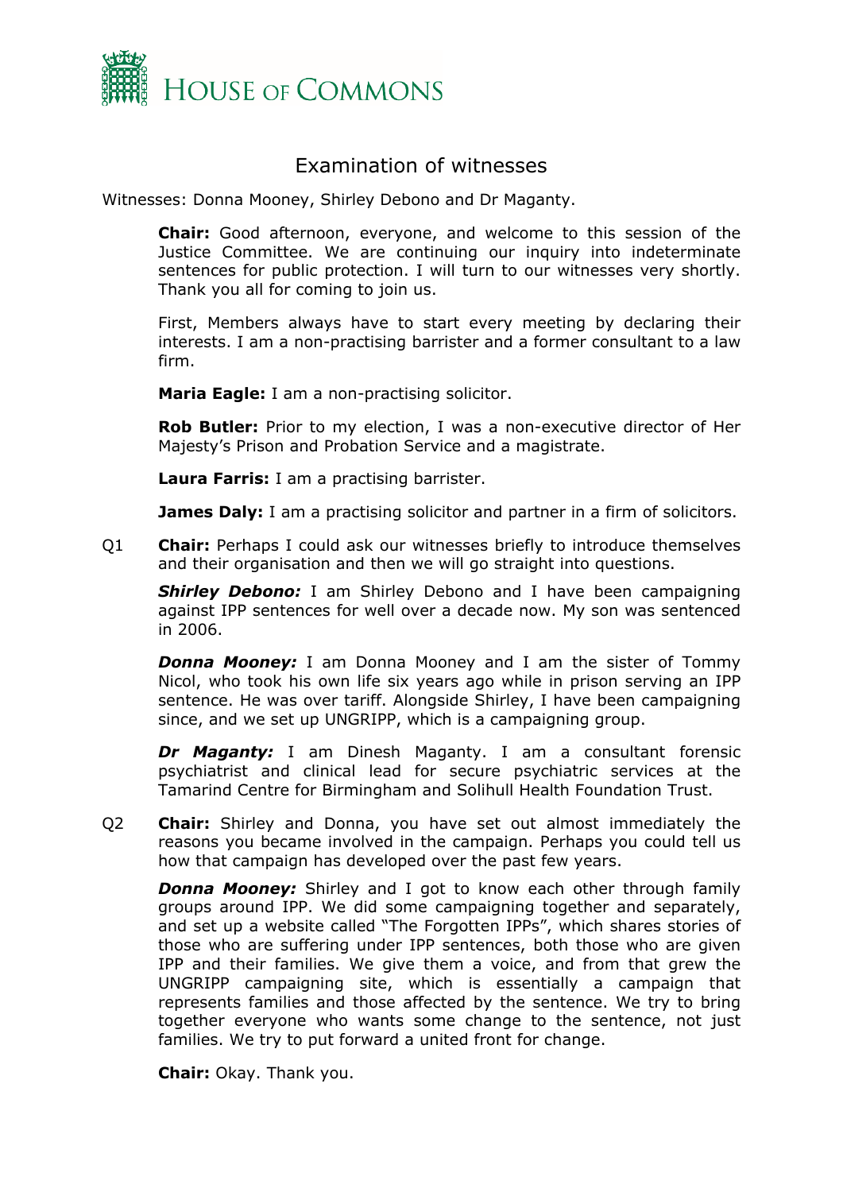# Examination of witnesses

Witnesses: Donna Mooney, Shirley Debono and Dr Maganty.

**Chair:** Good afternoon, everyone, and welcome to this session of the Justice Committee. We are continuing our inquiry into indeterminate sentences for public protection. I will turn to our witnesses very shortly. Thank you all for coming to join us.

First, Members always have to start every meeting by declaring their interests. I am a non-practising barrister and a former consultant to a law firm.

**Maria Eagle:** I am a non-practising solicitor.

**Rob Butler:** Prior to my election, I was a non-executive director of Her Majesty's Prison and Probation Service and a magistrate.

**Laura Farris:** I am a practising barrister.

**James Daly:** I am a practising solicitor and partner in a firm of solicitors.

Q1 **Chair:** Perhaps I could ask our witnesses briefly to introduce themselves and their organisation and then we will go straight into questions.

***Shirley Debono:*** I am Shirley Debono and I have been campaigning against IPP sentences for well over a decade now. My son was sentenced in 2006.

***Donna Mooney:*** I am Donna Mooney and I am the sister of Tommy Nicol, who took his own life six years ago while in prison serving an IPP sentence. He was over tariff. Alongside Shirley, I have been campaigning since, and we set up UNGRIPP, which is a campaigning group.

***Dr Maganty:*** I am Dinesh Maganty. I am a consultant forensic psychiatrist and clinical lead for secure psychiatric services at the Tamarind Centre for Birmingham and Solihull Health Foundation Trust.

Q2 **Chair:** Shirley and Donna, you have set out almost immediately the reasons you became involved in the campaign. Perhaps you could tell us how that campaign has developed over the past few years.

***Donna Mooney:*** Shirley and I got to know each other through family groups around IPP. We did some campaigning together and separately, and set up a website called "The Forgotten IPPs", which shares stories of those who are suffering under IPP sentences, both those who are given IPP and their families. We give them a voice, and from that grew the UNGRIPP campaigning site, which is essentially a campaign that represents families and those affected by the sentence. We try to bring together everyone who wants some change to the sentence, not just families. We try to put forward a united front for change.

**Chair:** Okay. Thank you.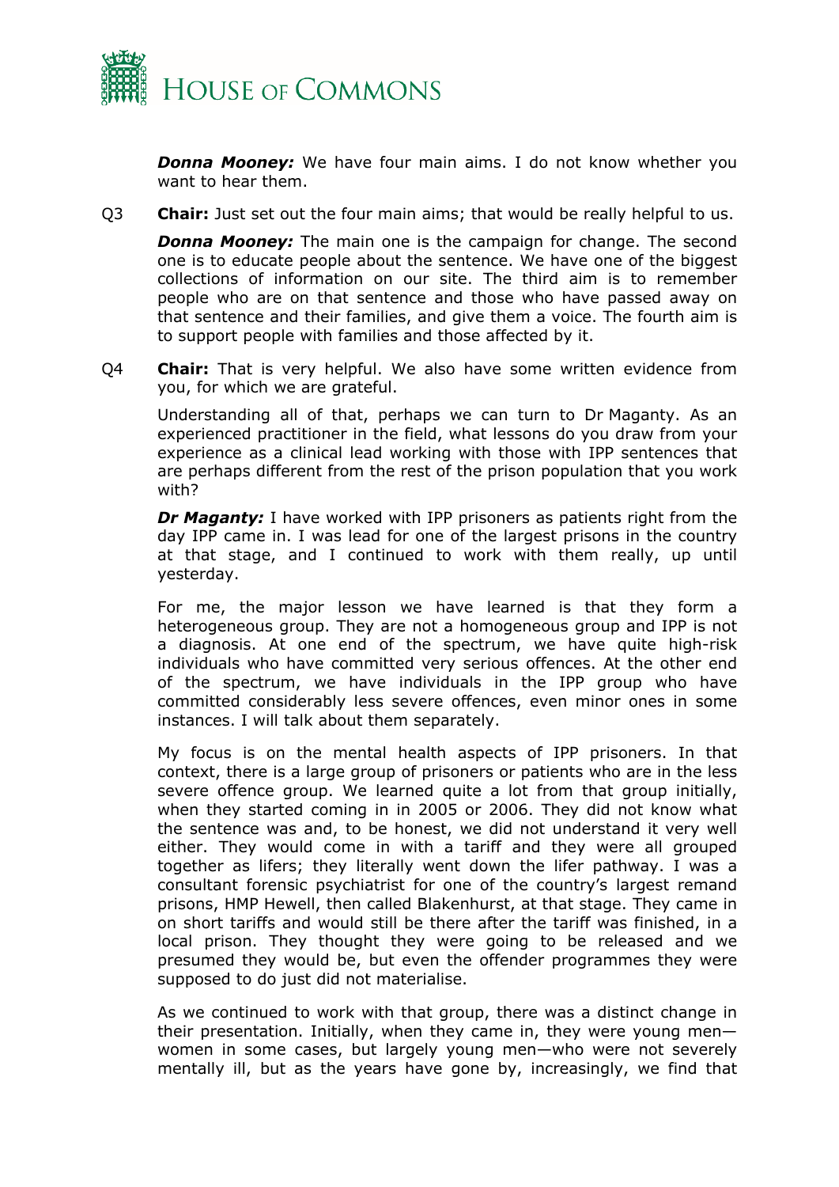***Donna Mooney:*** We have four main aims. I do not know whether you want to hear them.

Q3 **Chair:** Just set out the four main aims; that would be really helpful to us.

***Donna Mooney:*** The main one is the campaign for change. The second one is to educate people about the sentence. We have one of the biggest collections of information on our site. The third aim is to remember people who are on that sentence and those who have passed away on that sentence and their families, and give them a voice. The fourth aim is to support people with families and those affected by it.

Q4 **Chair:** That is very helpful. We also have some written evidence from you, for which we are grateful.

Understanding all of that, perhaps we can turn to Dr Maganty. As an experienced practitioner in the field, what lessons do you draw from your experience as a clinical lead working with those with IPP sentences that are perhaps different from the rest of the prison population that you work with?

***Dr Maganty:*** I have worked with IPP prisoners as patients right from the day IPP came in. I was lead for one of the largest prisons in the country at that stage, and I continued to work with them really, up until yesterday.

For me, the major lesson we have learned is that they form a heterogeneous group. They are not a homogeneous group and IPP is not a diagnosis. At one end of the spectrum, we have quite high-risk individuals who have committed very serious offences. At the other end of the spectrum, we have individuals in the IPP group who have committed considerably less severe offences, even minor ones in some instances. I will talk about them separately.

My focus is on the mental health aspects of IPP prisoners. In that context, there is a large group of prisoners or patients who are in the less severe offence group. We learned quite a lot from that group initially, when they started coming in in 2005 or 2006. They did not know what the sentence was and, to be honest, we did not understand it very well either. They would come in with a tariff and they were all grouped together as lifers; they literally went down the lifer pathway. I was a consultant forensic psychiatrist for one of the country's largest remand prisons, HMP Hewell, then called Blakenhurst, at that stage. They came in on short tariffs and would still be there after the tariff was finished, in a local prison. They thought they were going to be released and we presumed they would be, but even the offender programmes they were supposed to do just did not materialise.

As we continued to work with that group, there was a distinct change in their presentation. Initially, when they came in, they were young men—women in some cases, but largely young men—who were not severely mentally ill, but as the years have gone by, increasingly, we find that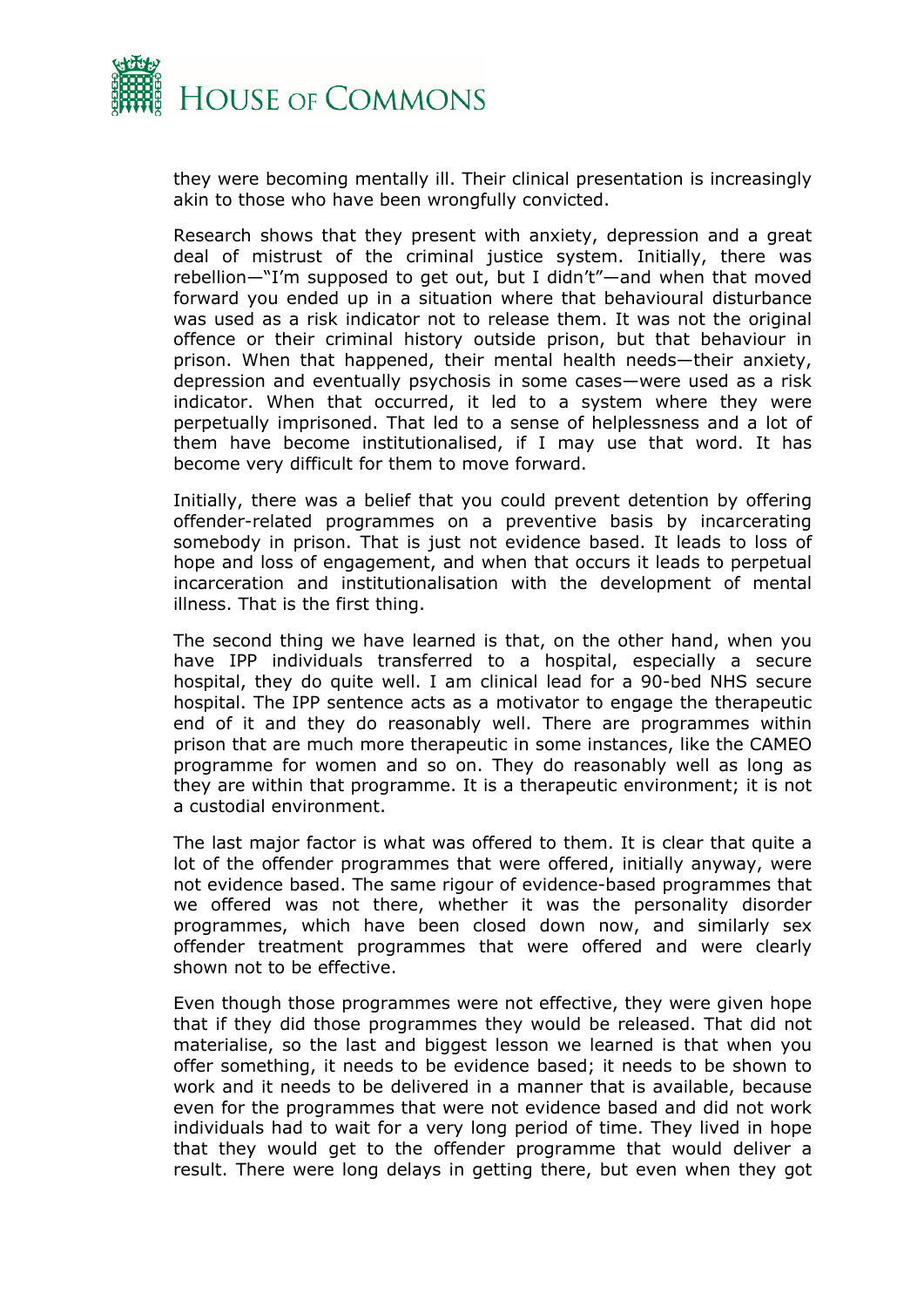they were becoming mentally ill. Their clinical presentation is increasingly akin to those who have been wrongfully convicted.

Research shows that they present with anxiety, depression and a great deal of mistrust of the criminal justice system. Initially, there was rebellion—"I'm supposed to get out, but I didn't"—and when that moved forward you ended up in a situation where that behavioural disturbance was used as a risk indicator not to release them. It was not the original offence or their criminal history outside prison, but that behaviour in prison. When that happened, their mental health needs—their anxiety, depression and eventually psychosis in some cases—were used as a risk indicator. When that occurred, it led to a system where they were perpetually imprisoned. That led to a sense of helplessness and a lot of them have become institutionalised, if I may use that word. It has become very difficult for them to move forward.

Initially, there was a belief that you could prevent detention by offering offender-related programmes on a preventive basis by incarcerating somebody in prison. That is just not evidence based. It leads to loss of hope and loss of engagement, and when that occurs it leads to perpetual incarceration and institutionalisation with the development of mental illness. That is the first thing.

The second thing we have learned is that, on the other hand, when you have IPP individuals transferred to a hospital, especially a secure hospital, they do quite well. I am clinical lead for a 90-bed NHS secure hospital. The IPP sentence acts as a motivator to engage the therapeutic end of it and they do reasonably well. There are programmes within prison that are much more therapeutic in some instances, like the CAMEO programme for women and so on. They do reasonably well as long as they are within that programme. It is a therapeutic environment; it is not a custodial environment.

The last major factor is what was offered to them. It is clear that quite a lot of the offender programmes that were offered, initially anyway, were not evidence based. The same rigour of evidence-based programmes that we offered was not there, whether it was the personality disorder programmes, which have been closed down now, and similarly sex offender treatment programmes that were offered and were clearly shown not to be effective.

Even though those programmes were not effective, they were given hope that if they did those programmes they would be released. That did not materialise, so the last and biggest lesson we learned is that when you offer something, it needs to be evidence based; it needs to be shown to work and it needs to be delivered in a manner that is available, because even for the programmes that were not evidence based and did not work individuals had to wait for a very long period of time. They lived in hope that they would get to the offender programme that would deliver a result. There were long delays in getting there, but even when they got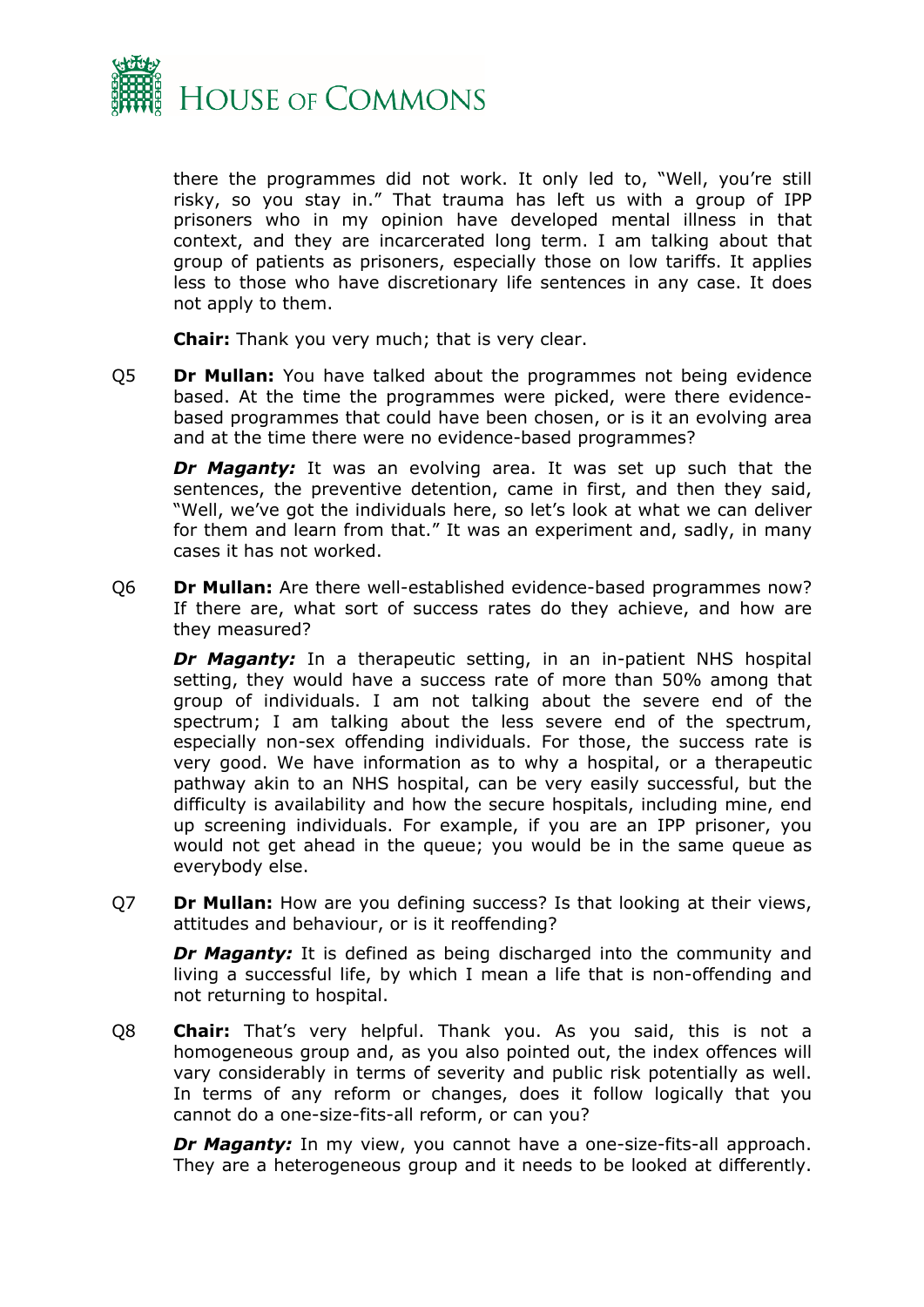there the programmes did not work. It only led to, "Well, you're still risky, so you stay in." That trauma has left us with a group of IPP prisoners who in my opinion have developed mental illness in that context, and they are incarcerated long term. I am talking about that group of patients as prisoners, especially those on low tariffs. It applies less to those who have discretionary life sentences in any case. It does not apply to them.

**Chair:** Thank you very much; that is very clear.

Q5 **Dr Mullan:** You have talked about the programmes not being evidence based. At the time the programmes were picked, were there evidence-based programmes that could have been chosen, or is it an evolving area and at the time there were no evidence-based programmes?

***Dr Maganty:*** It was an evolving area. It was set up such that the sentences, the preventive detention, came in first, and then they said, "Well, we've got the individuals here, so let's look at what we can deliver for them and learn from that." It was an experiment and, sadly, in many cases it has not worked.

Q6 **Dr Mullan:** Are there well-established evidence-based programmes now? If there are, what sort of success rates do they achieve, and how are they measured?

***Dr Maganty:*** In a therapeutic setting, in an in-patient NHS hospital setting, they would have a success rate of more than 50% among that group of individuals. I am not talking about the severe end of the spectrum; I am talking about the less severe end of the spectrum, especially non-sex offending individuals. For those, the success rate is very good. We have information as to why a hospital, or a therapeutic pathway akin to an NHS hospital, can be very easily successful, but the difficulty is availability and how the secure hospitals, including mine, end up screening individuals. For example, if you are an IPP prisoner, you would not get ahead in the queue; you would be in the same queue as everybody else.

Q7 **Dr Mullan:** How are you defining success? Is that looking at their views, attitudes and behaviour, or is it reoffending?

***Dr Maganty:*** It is defined as being discharged into the community and living a successful life, by which I mean a life that is non-offending and not returning to hospital.

Q8 **Chair:** That's very helpful. Thank you. As you said, this is not a homogeneous group and, as you also pointed out, the index offences will vary considerably in terms of severity and public risk potentially as well. In terms of any reform or changes, does it follow logically that you cannot do a one-size-fits-all reform, or can you?

***Dr Maganty:*** In my view, you cannot have a one-size-fits-all approach. They are a heterogeneous group and it needs to be looked at differently.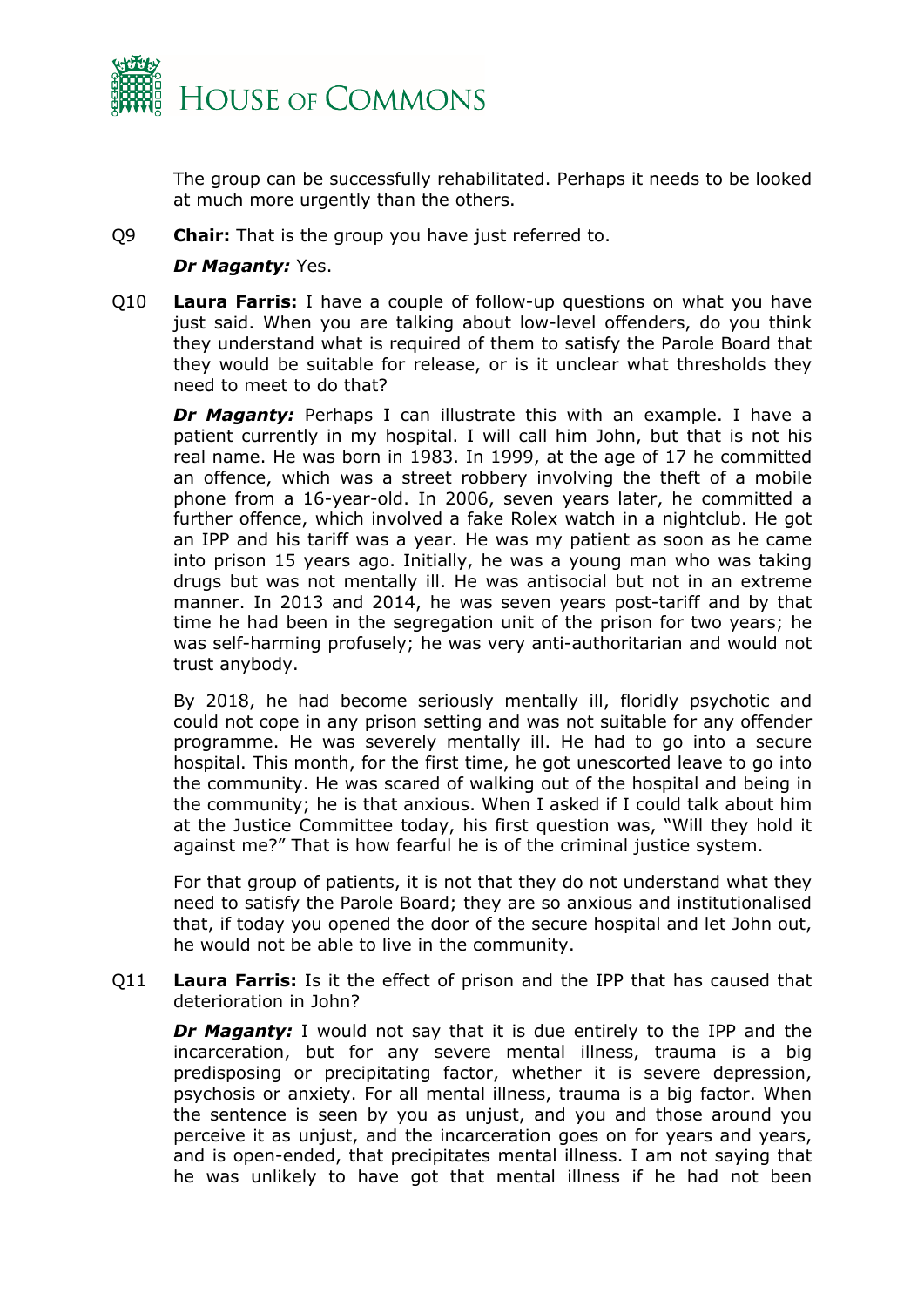The group can be successfully rehabilitated. Perhaps it needs to be looked at much more urgently than the others.

Q9 **Chair:** That is the group you have just referred to.

***Dr Maganty:*** Yes.

Q10 **Laura Farris:** I have a couple of follow-up questions on what you have just said. When you are talking about low-level offenders, do you think they understand what is required of them to satisfy the Parole Board that they would be suitable for release, or is it unclear what thresholds they need to meet to do that?

***Dr Maganty:*** Perhaps I can illustrate this with an example. I have a patient currently in my hospital. I will call him John, but that is not his real name. He was born in 1983. In 1999, at the age of 17 he committed an offence, which was a street robbery involving the theft of a mobile phone from a 16-year-old. In 2006, seven years later, he committed a further offence, which involved a fake Rolex watch in a nightclub. He got an IPP and his tariff was a year. He was my patient as soon as he came into prison 15 years ago. Initially, he was a young man who was taking drugs but was not mentally ill. He was antisocial but not in an extreme manner. In 2013 and 2014, he was seven years post-tariff and by that time he had been in the segregation unit of the prison for two years; he was self-harming profusely; he was very anti-authoritarian and would not trust anybody.

By 2018, he had become seriously mentally ill, floridly psychotic and could not cope in any prison setting and was not suitable for any offender programme. He was severely mentally ill. He had to go into a secure hospital. This month, for the first time, he got unescorted leave to go into the community. He was scared of walking out of the hospital and being in the community; he is that anxious. When I asked if I could talk about him at the Justice Committee today, his first question was, "Will they hold it against me?" That is how fearful he is of the criminal justice system.

For that group of patients, it is not that they do not understand what they need to satisfy the Parole Board; they are so anxious and institutionalised that, if today you opened the door of the secure hospital and let John out, he would not be able to live in the community.

Q11 **Laura Farris:** Is it the effect of prison and the IPP that has caused that deterioration in John?

***Dr Maganty:*** I would not say that it is due entirely to the IPP and the incarceration, but for any severe mental illness, trauma is a big predisposing or precipitating factor, whether it is severe depression, psychosis or anxiety. For all mental illness, trauma is a big factor. When the sentence is seen by you as unjust, and you and those around you perceive it as unjust, and the incarceration goes on for years and years, and is open-ended, that precipitates mental illness. I am not saying that he was unlikely to have got that mental illness if he had not been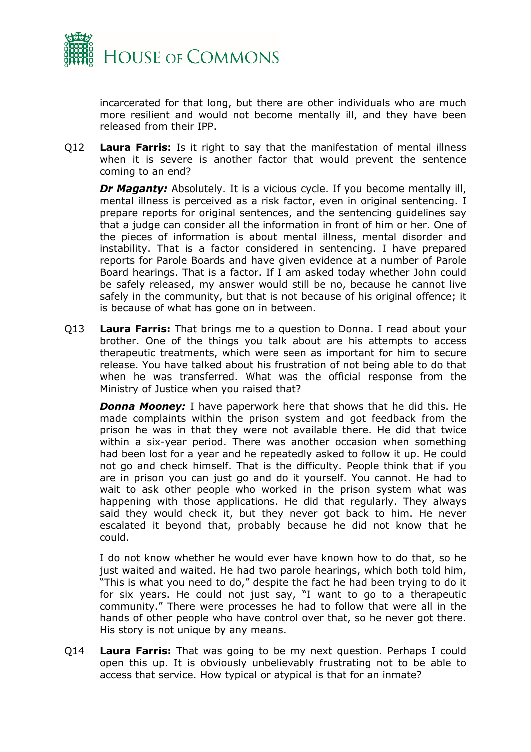incarcerated for that long, but there are other individuals who are much more resilient and would not become mentally ill, and they have been released from their IPP.

Q12 **Laura Farris:** Is it right to say that the manifestation of mental illness when it is severe is another factor that would prevent the sentence coming to an end?

***Dr Maganty:*** Absolutely. It is a vicious cycle. If you become mentally ill, mental illness is perceived as a risk factor, even in original sentencing. I prepare reports for original sentences, and the sentencing guidelines say that a judge can consider all the information in front of him or her. One of the pieces of information is about mental illness, mental disorder and instability. That is a factor considered in sentencing. I have prepared reports for Parole Boards and have given evidence at a number of Parole Board hearings. That is a factor. If I am asked today whether John could be safely released, my answer would still be no, because he cannot live safely in the community, but that is not because of his original offence; it is because of what has gone on in between.

Q13 **Laura Farris:** That brings me to a question to Donna. I read about your brother. One of the things you talk about are his attempts to access therapeutic treatments, which were seen as important for him to secure release. You have talked about his frustration of not being able to do that when he was transferred. What was the official response from the Ministry of Justice when you raised that?

***Donna Mooney:*** I have paperwork here that shows that he did this. He made complaints within the prison system and got feedback from the prison he was in that they were not available there. He did that twice within a six-year period. There was another occasion when something had been lost for a year and he repeatedly asked to follow it up. He could not go and check himself. That is the difficulty. People think that if you are in prison you can just go and do it yourself. You cannot. He had to wait to ask other people who worked in the prison system what was happening with those applications. He did that regularly. They always said they would check it, but they never got back to him. He never escalated it beyond that, probably because he did not know that he could.

I do not know whether he would ever have known how to do that, so he just waited and waited. He had two parole hearings, which both told him, "This is what you need to do," despite the fact he had been trying to do it for six years. He could not just say, "I want to go to a therapeutic community." There were processes he had to follow that were all in the hands of other people who have control over that, so he never got there. His story is not unique by any means.

Q14 **Laura Farris:** That was going to be my next question. Perhaps I could open this up. It is obviously unbelievably frustrating not to be able to access that service. How typical or atypical is that for an inmate?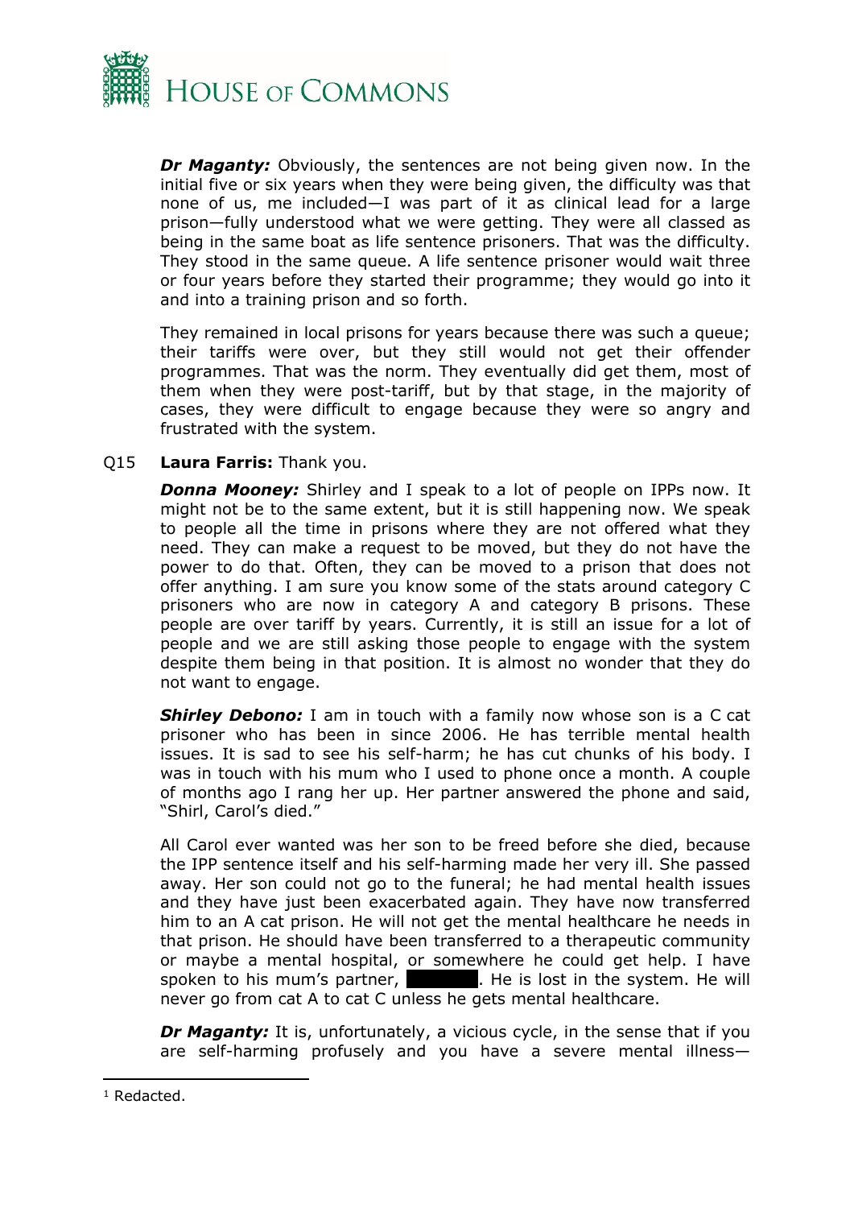***Dr Maganty:*** Obviously, the sentences are not being given now. In the initial five or six years when they were being given, the difficulty was that none of us, me included—I was part of it as clinical lead for a large prison—fully understood what we were getting. They were all classed as being in the same boat as life sentence prisoners. That was the difficulty. They stood in the same queue. A life sentence prisoner would wait three or four years before they started their programme; they would go into it and into a training prison and so forth.

They remained in local prisons for years because there was such a queue; their tariffs were over, but they still would not get their offender programmes. That was the norm. They eventually did get them, most of them when they were post-tariff, but by that stage, in the majority of cases, they were difficult to engage because they were so angry and frustrated with the system.

Q15 **Laura Farris:** Thank you.

***Donna Mooney:*** Shirley and I speak to a lot of people on IPPs now. It might not be to the same extent, but it is still happening now. We speak to people all the time in prisons where they are not offered what they need. They can make a request to be moved, but they do not have the power to do that. Often, they can be moved to a prison that does not offer anything. I am sure you know some of the stats around category C prisoners who are now in category A and category B prisons. These people are over tariff by years. Currently, it is still an issue for a lot of people and we are still asking those people to engage with the system despite them being in that position. It is almost no wonder that they do not want to engage.

***Shirley Debono:*** I am in touch with a family now whose son is a C cat prisoner who has been in since 2006. He has terrible mental health issues. It is sad to see his self-harm; he has cut chunks of his body. I was in touch with his mum who I used to phone once a month. A couple of months ago I rang her up. Her partner answered the phone and said, "Shirl, Carol's died."

All Carol ever wanted was her son to be freed before she died, because the IPP sentence itself and his self-harming made her very ill. She passed away. Her son could not go to the funeral; he had mental health issues and they have just been exacerbated again. They have now transferred him to an A cat prison. He will not get the mental healthcare he needs in that prison. He should have been transferred to a therapeutic community or maybe a mental hospital, or somewhere he could get help. I have spoken to his mum's partner, [1]. He is lost in the system. He will never go from cat A to cat C unless he gets mental healthcare.

***Dr Maganty:*** It is, unfortunately, a vicious cycle, in the sense that if you are self-harming profusely and you have a severe mental illness—

---

[1] Redacted.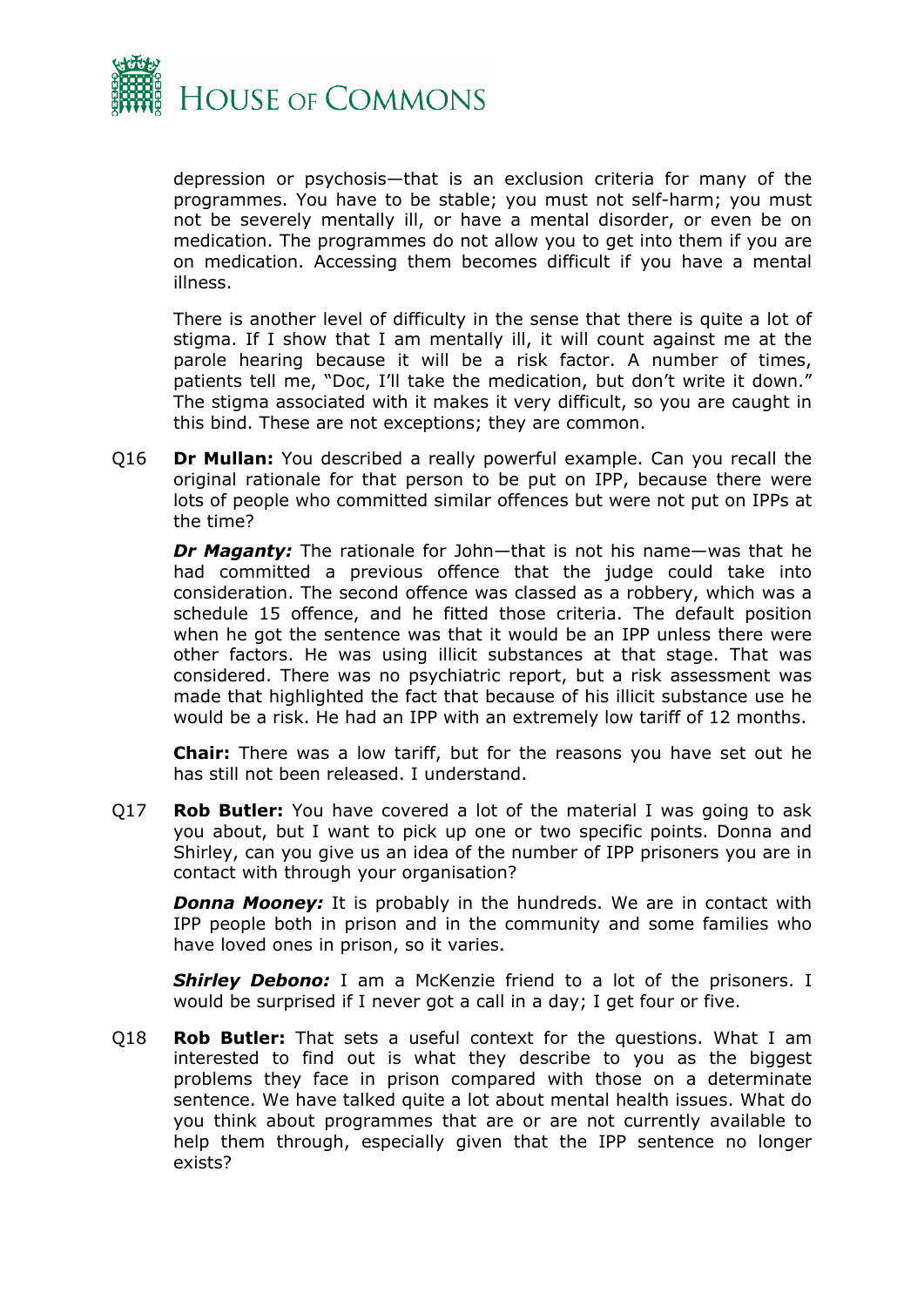depression or psychosis—that is an exclusion criteria for many of the programmes. You have to be stable; you must not self-harm; you must not be severely mentally ill, or have a mental disorder, or even be on medication. The programmes do not allow you to get into them if you are on medication. Accessing them becomes difficult if you have a mental illness.

There is another level of difficulty in the sense that there is quite a lot of stigma. If I show that I am mentally ill, it will count against me at the parole hearing because it will be a risk factor. A number of times, patients tell me, "Doc, I'll take the medication, but don't write it down." The stigma associated with it makes it very difficult, so you are caught in this bind. These are not exceptions; they are common.

Q16 **Dr Mullan:** You described a really powerful example. Can you recall the original rationale for that person to be put on IPP, because there were lots of people who committed similar offences but were not put on IPPs at the time?

***Dr Maganty:*** The rationale for John—that is not his name—was that he had committed a previous offence that the judge could take into consideration. The second offence was classed as a robbery, which was a schedule 15 offence, and he fitted those criteria. The default position when he got the sentence was that it would be an IPP unless there were other factors. He was using illicit substances at that stage. That was considered. There was no psychiatric report, but a risk assessment was made that highlighted the fact that because of his illicit substance use he would be a risk. He had an IPP with an extremely low tariff of 12 months.

**Chair:** There was a low tariff, but for the reasons you have set out he has still not been released. I understand.

Q17 **Rob Butler:** You have covered a lot of the material I was going to ask you about, but I want to pick up one or two specific points. Donna and Shirley, can you give us an idea of the number of IPP prisoners you are in contact with through your organisation?

***Donna Mooney:*** It is probably in the hundreds. We are in contact with IPP people both in prison and in the community and some families who have loved ones in prison, so it varies.

***Shirley Debono:*** I am a McKenzie friend to a lot of the prisoners. I would be surprised if I never got a call in a day; I get four or five.

Q18 **Rob Butler:** That sets a useful context for the questions. What I am interested to find out is what they describe to you as the biggest problems they face in prison compared with those on a determinate sentence. We have talked quite a lot about mental health issues. What do you think about programmes that are or are not currently available to help them through, especially given that the IPP sentence no longer exists?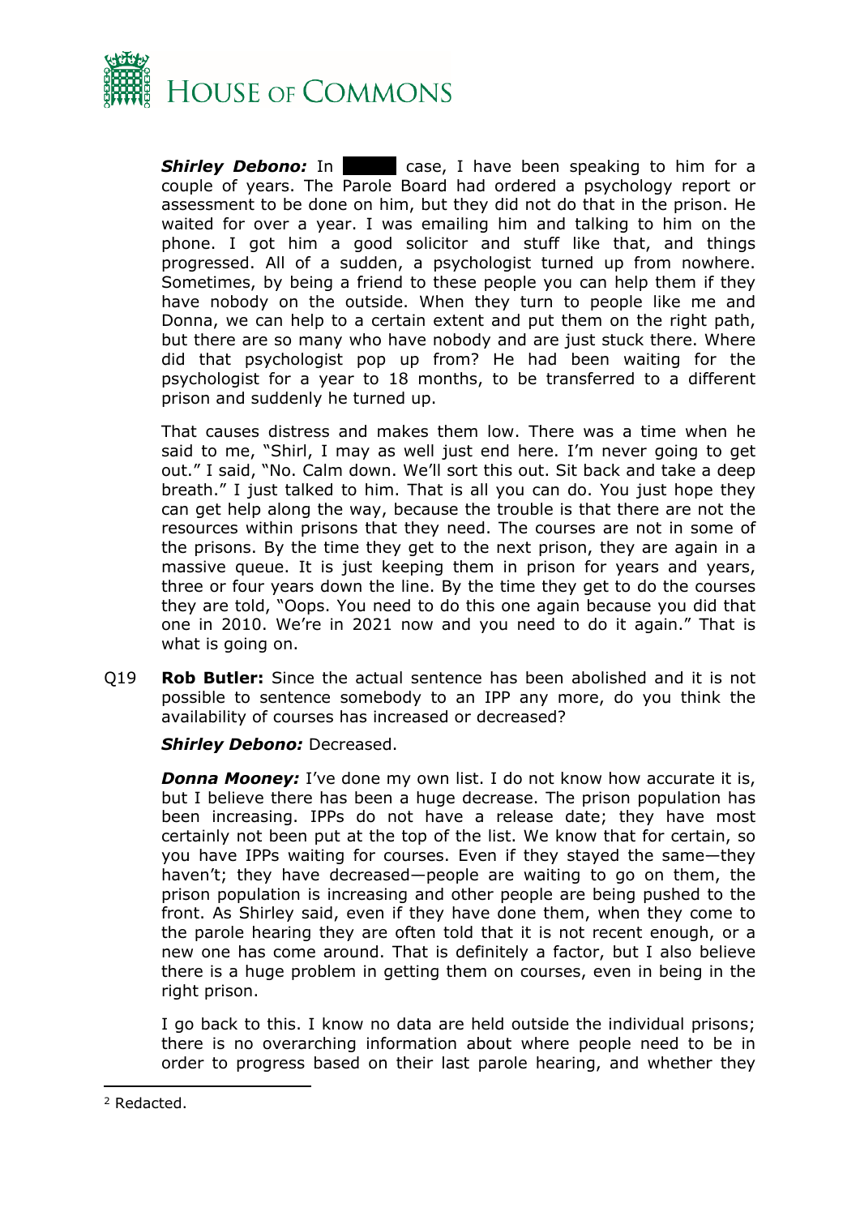***Shirley Debono:*** In ████ case, I have been speaking to him for a couple of years. The Parole Board had ordered a psychology report or assessment to be done on him, but they did not do that in the prison. He waited for over a year. I was emailing him and talking to him on the phone. I got him a good solicitor and stuff like that, and things progressed. All of a sudden, a psychologist turned up from nowhere. Sometimes, by being a friend to these people you can help them if they have nobody on the outside. When they turn to people like me and Donna, we can help to a certain extent and put them on the right path, but there are so many who have nobody and are just stuck there. Where did that psychologist pop up from? He had been waiting for the psychologist for a year to 18 months, to be transferred to a different prison and suddenly he turned up.

That causes distress and makes them low. There was a time when he said to me, "Shirl, I may as well just end here. I'm never going to get out." I said, "No. Calm down. We'll sort this out. Sit back and take a deep breath." I just talked to him. That is all you can do. You just hope they can get help along the way, because the trouble is that there are not the resources within prisons that they need. The courses are not in some of the prisons. By the time they get to the next prison, they are again in a massive queue. It is just keeping them in prison for years and years, three or four years down the line. By the time they get to do the courses they are told, "Oops. You need to do this one again because you did that one in 2010. We're in 2021 now and you need to do it again." That is what is going on.

Q19 **Rob Butler:** Since the actual sentence has been abolished and it is not possible to sentence somebody to an IPP any more, do you think the availability of courses has increased or decreased?

***Shirley Debono:*** Decreased.

***Donna Mooney:*** I've done my own list. I do not know how accurate it is, but I believe there has been a huge decrease. The prison population has been increasing. IPPs do not have a release date; they have most certainly not been put at the top of the list. We know that for certain, so you have IPPs waiting for courses. Even if they stayed the same—they haven't; they have decreased—people are waiting to go on them, the prison population is increasing and other people are being pushed to the front. As Shirley said, even if they have done them, when they come to the parole hearing they are often told that it is not recent enough, or a new one has come around. That is definitely a factor, but I also believe there is a huge problem in getting them on courses, even in being in the right prison.

I go back to this. I know no data are held outside the individual prisons; there is no overarching information about where people need to be in order to progress based on their last parole hearing, and whether they

---

[2] Redacted.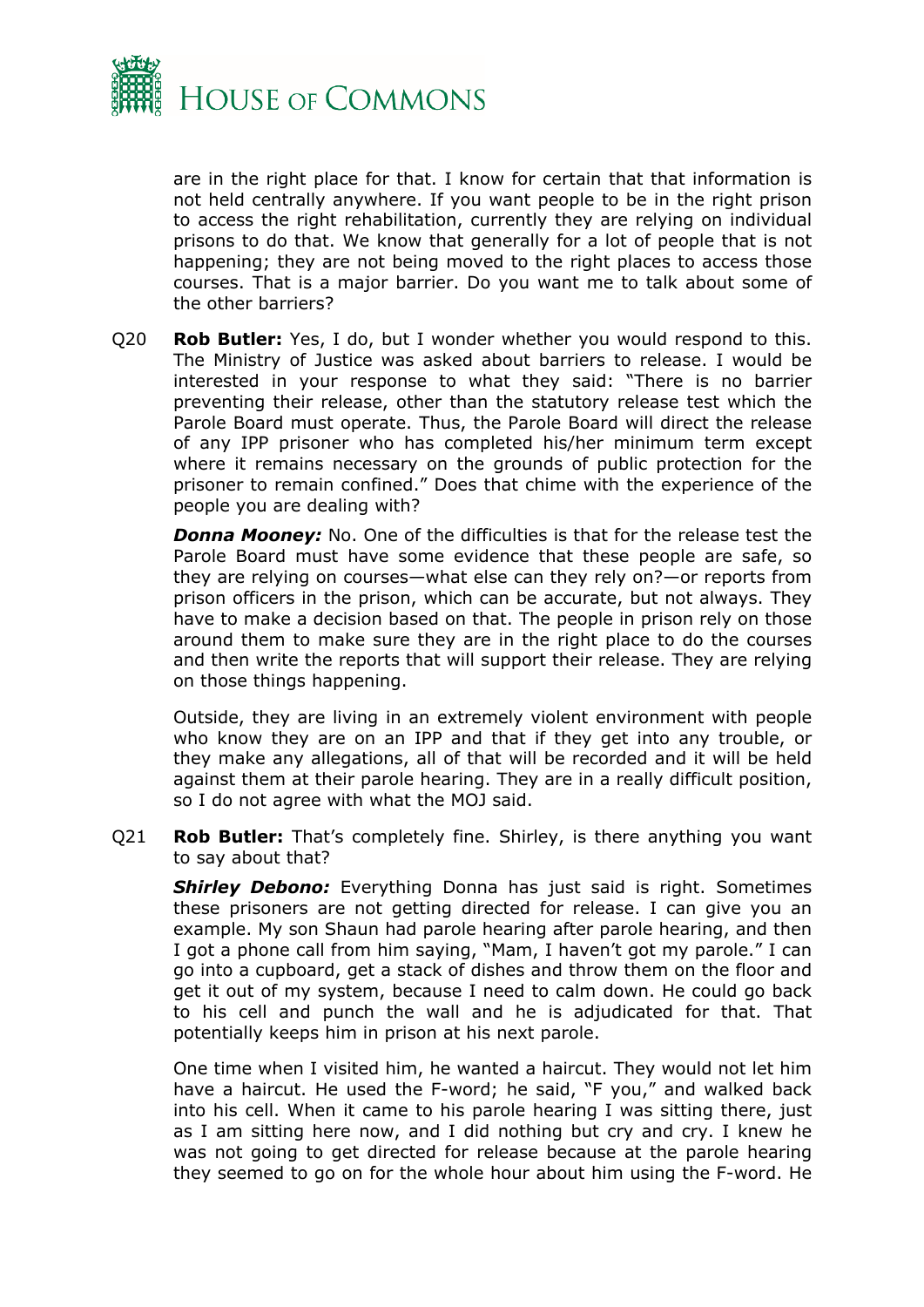are in the right place for that. I know for certain that that information is not held centrally anywhere. If you want people to be in the right prison to access the right rehabilitation, currently they are relying on individual prisons to do that. We know that generally for a lot of people that is not happening; they are not being moved to the right places to access those courses. That is a major barrier. Do you want me to talk about some of the other barriers?

Q20 **Rob Butler:** Yes, I do, but I wonder whether you would respond to this. The Ministry of Justice was asked about barriers to release. I would be interested in your response to what they said: "There is no barrier preventing their release, other than the statutory release test which the Parole Board must operate. Thus, the Parole Board will direct the release of any IPP prisoner who has completed his/her minimum term except where it remains necessary on the grounds of public protection for the prisoner to remain confined." Does that chime with the experience of the people you are dealing with?

***Donna Mooney:*** No. One of the difficulties is that for the release test the Parole Board must have some evidence that these people are safe, so they are relying on courses—what else can they rely on?—or reports from prison officers in the prison, which can be accurate, but not always. They have to make a decision based on that. The people in prison rely on those around them to make sure they are in the right place to do the courses and then write the reports that will support their release. They are relying on those things happening.

Outside, they are living in an extremely violent environment with people who know they are on an IPP and that if they get into any trouble, or they make any allegations, all of that will be recorded and it will be held against them at their parole hearing. They are in a really difficult position, so I do not agree with what the MOJ said.

Q21 **Rob Butler:** That's completely fine. Shirley, is there anything you want to say about that?

***Shirley Debono:*** Everything Donna has just said is right. Sometimes these prisoners are not getting directed for release. I can give you an example. My son Shaun had parole hearing after parole hearing, and then I got a phone call from him saying, "Mam, I haven't got my parole." I can go into a cupboard, get a stack of dishes and throw them on the floor and get it out of my system, because I need to calm down. He could go back to his cell and punch the wall and he is adjudicated for that. That potentially keeps him in prison at his next parole.

One time when I visited him, he wanted a haircut. They would not let him have a haircut. He used the F-word; he said, "F you," and walked back into his cell. When it came to his parole hearing I was sitting there, just as I am sitting here now, and I did nothing but cry and cry. I knew he was not going to get directed for release because at the parole hearing they seemed to go on for the whole hour about him using the F-word. He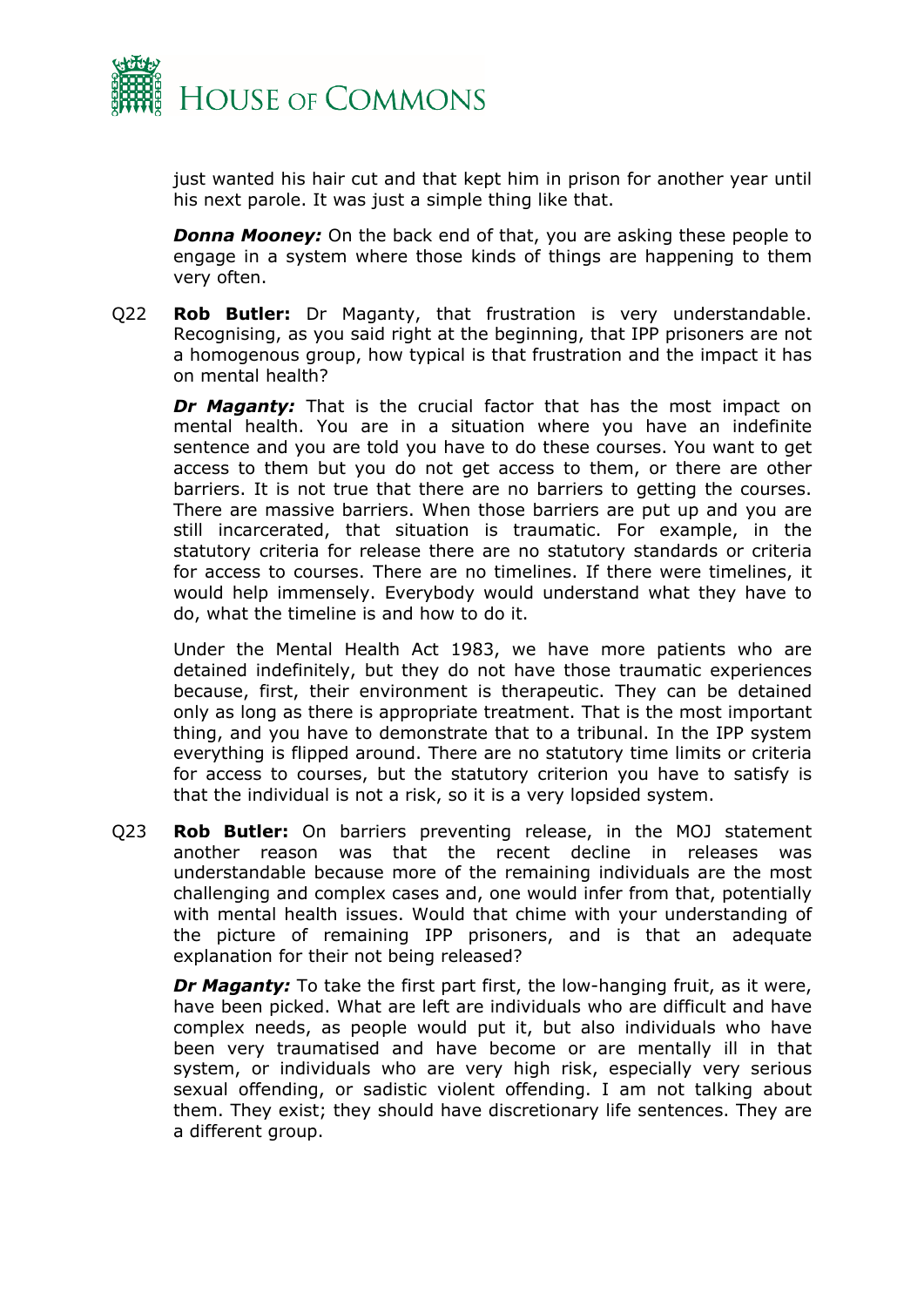just wanted his hair cut and that kept him in prison for another year until his next parole. It was just a simple thing like that.

***Donna Mooney:*** On the back end of that, you are asking these people to engage in a system where those kinds of things are happening to them very often.

Q22 **Rob Butler:** Dr Maganty, that frustration is very understandable. Recognising, as you said right at the beginning, that IPP prisoners are not a homogenous group, how typical is that frustration and the impact it has on mental health?

***Dr Maganty:*** That is the crucial factor that has the most impact on mental health. You are in a situation where you have an indefinite sentence and you are told you have to do these courses. You want to get access to them but you do not get access to them, or there are other barriers. It is not true that there are no barriers to getting the courses. There are massive barriers. When those barriers are put up and you are still incarcerated, that situation is traumatic. For example, in the statutory criteria for release there are no statutory standards or criteria for access to courses. There are no timelines. If there were timelines, it would help immensely. Everybody would understand what they have to do, what the timeline is and how to do it.

Under the Mental Health Act 1983, we have more patients who are detained indefinitely, but they do not have those traumatic experiences because, first, their environment is therapeutic. They can be detained only as long as there is appropriate treatment. That is the most important thing, and you have to demonstrate that to a tribunal. In the IPP system everything is flipped around. There are no statutory time limits or criteria for access to courses, but the statutory criterion you have to satisfy is that the individual is not a risk, so it is a very lopsided system.

Q23 **Rob Butler:** On barriers preventing release, in the MOJ statement another reason was that the recent decline in releases was understandable because more of the remaining individuals are the most challenging and complex cases and, one would infer from that, potentially with mental health issues. Would that chime with your understanding of the picture of remaining IPP prisoners, and is that an adequate explanation for their not being released?

***Dr Maganty:*** To take the first part first, the low-hanging fruit, as it were, have been picked. What are left are individuals who are difficult and have complex needs, as people would put it, but also individuals who have been very traumatised and have become or are mentally ill in that system, or individuals who are very high risk, especially very serious sexual offending, or sadistic violent offending. I am not talking about them. They exist; they should have discretionary life sentences. They are a different group.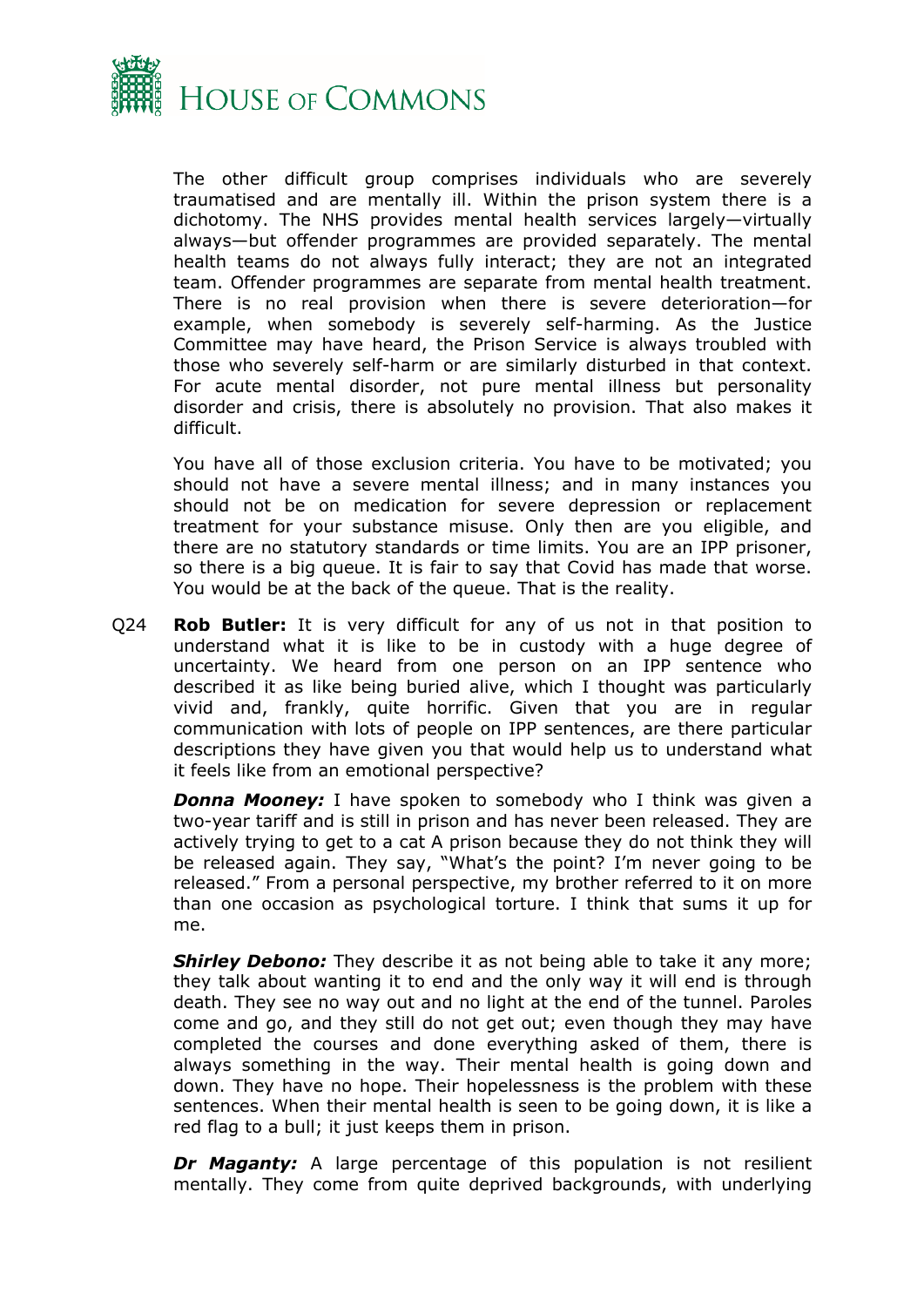The other difficult group comprises individuals who are severely traumatised and are mentally ill. Within the prison system there is a dichotomy. The NHS provides mental health services largely—virtually always—but offender programmes are provided separately. The mental health teams do not always fully interact; they are not an integrated team. Offender programmes are separate from mental health treatment. There is no real provision when there is severe deterioration—for example, when somebody is severely self-harming. As the Justice Committee may have heard, the Prison Service is always troubled with those who severely self-harm or are similarly disturbed in that context. For acute mental disorder, not pure mental illness but personality disorder and crisis, there is absolutely no provision. That also makes it difficult.

You have all of those exclusion criteria. You have to be motivated; you should not have a severe mental illness; and in many instances you should not be on medication for severe depression or replacement treatment for your substance misuse. Only then are you eligible, and there are no statutory standards or time limits. You are an IPP prisoner, so there is a big queue. It is fair to say that Covid has made that worse. You would be at the back of the queue. That is the reality.

Q24 **Rob Butler:** It is very difficult for any of us not in that position to understand what it is like to be in custody with a huge degree of uncertainty. We heard from one person on an IPP sentence who described it as like being buried alive, which I thought was particularly vivid and, frankly, quite horrific. Given that you are in regular communication with lots of people on IPP sentences, are there particular descriptions they have given you that would help us to understand what it feels like from an emotional perspective?

***Donna Mooney:*** I have spoken to somebody who I think was given a two-year tariff and is still in prison and has never been released. They are actively trying to get to a cat A prison because they do not think they will be released again. They say, "What's the point? I'm never going to be released." From a personal perspective, my brother referred to it on more than one occasion as psychological torture. I think that sums it up for me.

***Shirley Debono:*** They describe it as not being able to take it any more; they talk about wanting it to end and the only way it will end is through death. They see no way out and no light at the end of the tunnel. Paroles come and go, and they still do not get out; even though they may have completed the courses and done everything asked of them, there is always something in the way. Their mental health is going down and down. They have no hope. Their hopelessness is the problem with these sentences. When their mental health is seen to be going down, it is like a red flag to a bull; it just keeps them in prison.

***Dr Maganty:*** A large percentage of this population is not resilient mentally. They come from quite deprived backgrounds, with underlying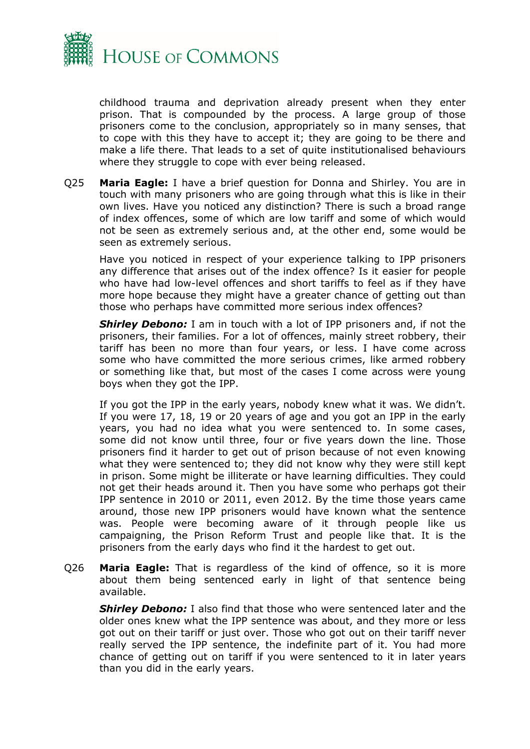childhood trauma and deprivation already present when they enter prison. That is compounded by the process. A large group of those prisoners come to the conclusion, appropriately so in many senses, that to cope with this they have to accept it; they are going to be there and make a life there. That leads to a set of quite institutionalised behaviours where they struggle to cope with ever being released.

Q25 **Maria Eagle:** I have a brief question for Donna and Shirley. You are in touch with many prisoners who are going through what this is like in their own lives. Have you noticed any distinction? There is such a broad range of index offences, some of which are low tariff and some of which would not be seen as extremely serious and, at the other end, some would be seen as extremely serious.

Have you noticed in respect of your experience talking to IPP prisoners any difference that arises out of the index offence? Is it easier for people who have had low-level offences and short tariffs to feel as if they have more hope because they might have a greater chance of getting out than those who perhaps have committed more serious index offences?

***Shirley Debono:*** I am in touch with a lot of IPP prisoners and, if not the prisoners, their families. For a lot of offences, mainly street robbery, their tariff has been no more than four years, or less. I have come across some who have committed the more serious crimes, like armed robbery or something like that, but most of the cases I come across were young boys when they got the IPP.

If you got the IPP in the early years, nobody knew what it was. We didn't. If you were 17, 18, 19 or 20 years of age and you got an IPP in the early years, you had no idea what you were sentenced to. In some cases, some did not know until three, four or five years down the line. Those prisoners find it harder to get out of prison because of not even knowing what they were sentenced to; they did not know why they were still kept in prison. Some might be illiterate or have learning difficulties. They could not get their heads around it. Then you have some who perhaps got their IPP sentence in 2010 or 2011, even 2012. By the time those years came around, those new IPP prisoners would have known what the sentence was. People were becoming aware of it through people like us campaigning, the Prison Reform Trust and people like that. It is the prisoners from the early days who find it the hardest to get out.

Q26 **Maria Eagle:** That is regardless of the kind of offence, so it is more about them being sentenced early in light of that sentence being available.

***Shirley Debono:*** I also find that those who were sentenced later and the older ones knew what the IPP sentence was about, and they more or less got out on their tariff or just over. Those who got out on their tariff never really served the IPP sentence, the indefinite part of it. You had more chance of getting out on tariff if you were sentenced to it in later years than you did in the early years.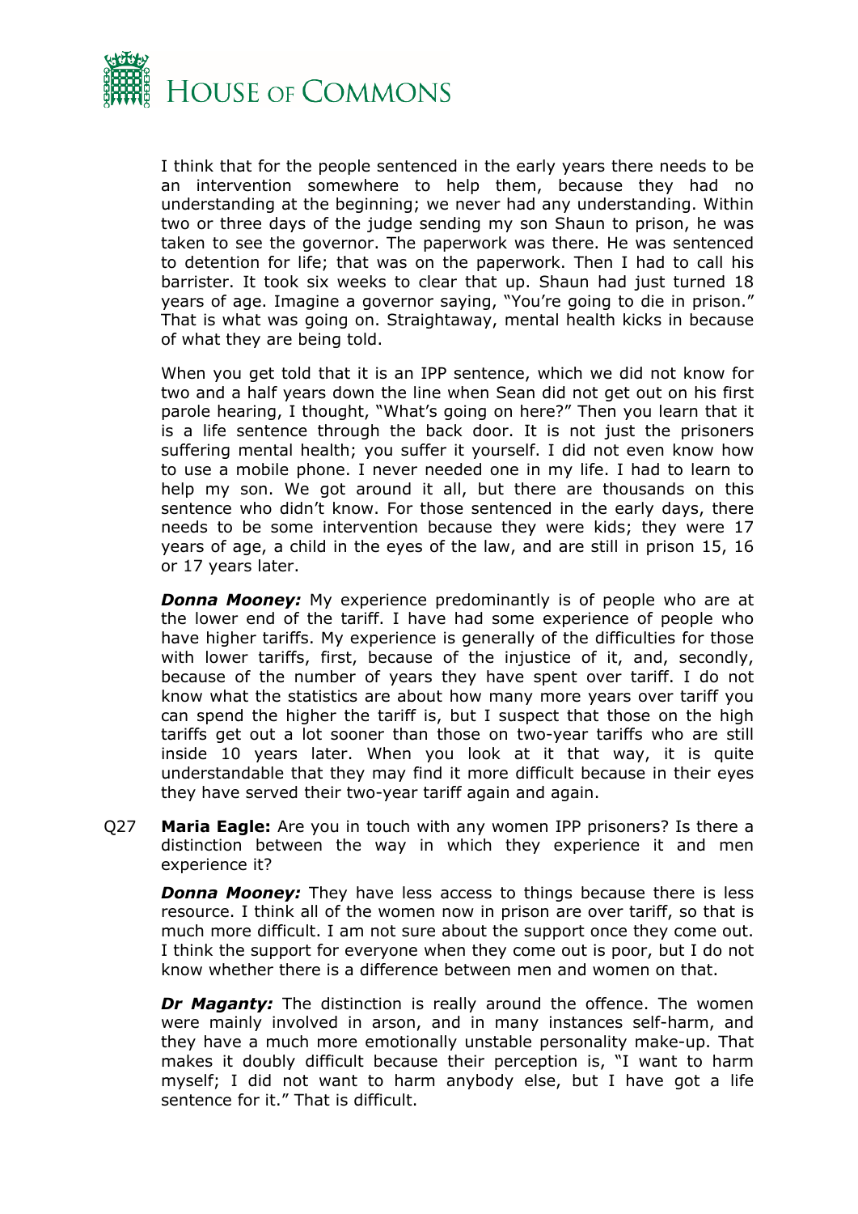I think that for the people sentenced in the early years there needs to be an intervention somewhere to help them, because they had no understanding at the beginning; we never had any understanding. Within two or three days of the judge sending my son Shaun to prison, he was taken to see the governor. The paperwork was there. He was sentenced to detention for life; that was on the paperwork. Then I had to call his barrister. It took six weeks to clear that up. Shaun had just turned 18 years of age. Imagine a governor saying, "You're going to die in prison." That is what was going on. Straightaway, mental health kicks in because of what they are being told.

When you get told that it is an IPP sentence, which we did not know for two and a half years down the line when Sean did not get out on his first parole hearing, I thought, "What's going on here?" Then you learn that it is a life sentence through the back door. It is not just the prisoners suffering mental health; you suffer it yourself. I did not even know how to use a mobile phone. I never needed one in my life. I had to learn to help my son. We got around it all, but there are thousands on this sentence who didn't know. For those sentenced in the early days, there needs to be some intervention because they were kids; they were 17 years of age, a child in the eyes of the law, and are still in prison 15, 16 or 17 years later.

***Donna Mooney:*** My experience predominantly is of people who are at the lower end of the tariff. I have had some experience of people who have higher tariffs. My experience is generally of the difficulties for those with lower tariffs, first, because of the injustice of it, and, secondly, because of the number of years they have spent over tariff. I do not know what the statistics are about how many more years over tariff you can spend the higher the tariff is, but I suspect that those on the high tariffs get out a lot sooner than those on two-year tariffs who are still inside 10 years later. When you look at it that way, it is quite understandable that they may find it more difficult because in their eyes they have served their two-year tariff again and again.

Q27 **Maria Eagle:** Are you in touch with any women IPP prisoners? Is there a distinction between the way in which they experience it and men experience it?

***Donna Mooney:*** They have less access to things because there is less resource. I think all of the women now in prison are over tariff, so that is much more difficult. I am not sure about the support once they come out. I think the support for everyone when they come out is poor, but I do not know whether there is a difference between men and women on that.

***Dr Maganty:*** The distinction is really around the offence. The women were mainly involved in arson, and in many instances self-harm, and they have a much more emotionally unstable personality make-up. That makes it doubly difficult because their perception is, "I want to harm myself; I did not want to harm anybody else, but I have got a life sentence for it." That is difficult.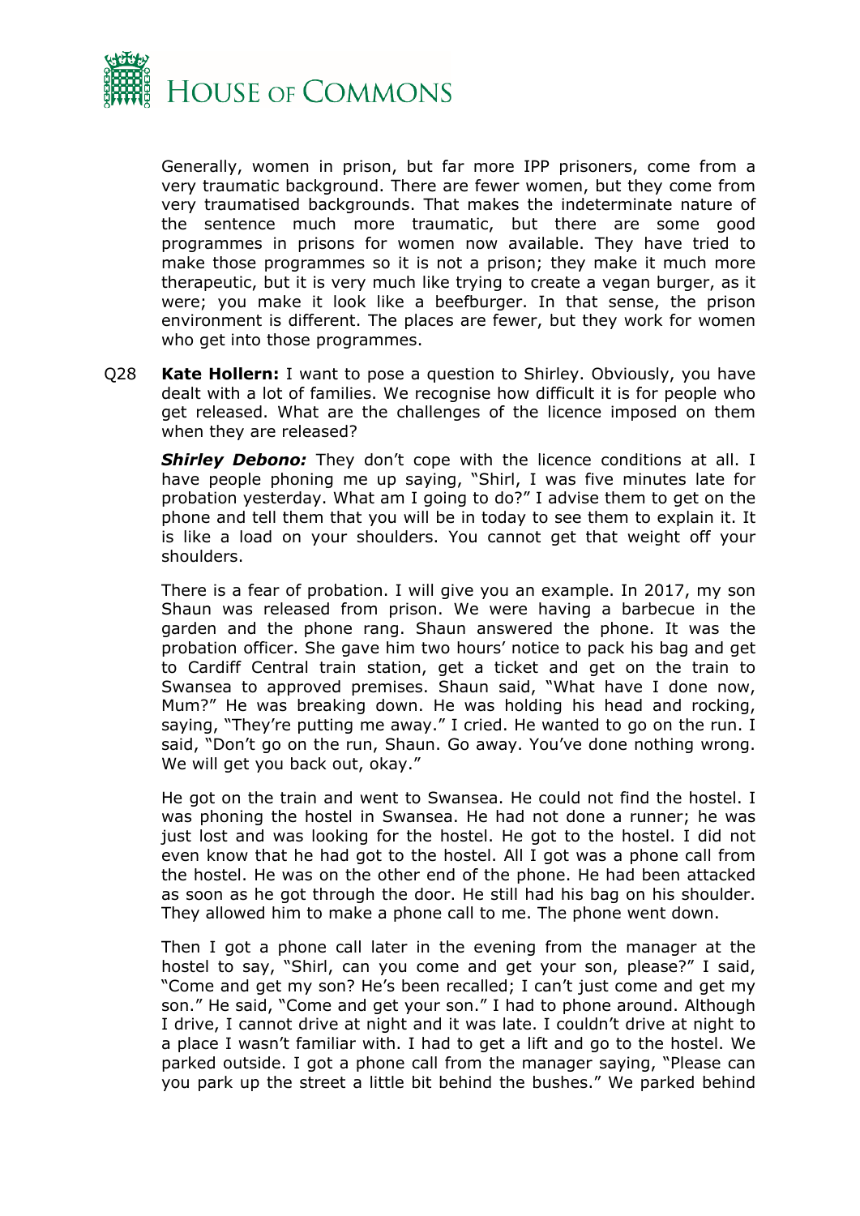Generally, women in prison, but far more IPP prisoners, come from a very traumatic background. There are fewer women, but they come from very traumatised backgrounds. That makes the indeterminate nature of the sentence much more traumatic, but there are some good programmes in prisons for women now available. They have tried to make those programmes so it is not a prison; they make it much more therapeutic, but it is very much like trying to create a vegan burger, as it were; you make it look like a beefburger. In that sense, the prison environment is different. The places are fewer, but they work for women who get into those programmes.

Q28 **Kate Hollern:** I want to pose a question to Shirley. Obviously, you have dealt with a lot of families. We recognise how difficult it is for people who get released. What are the challenges of the licence imposed on them when they are released?

***Shirley Debono:*** They don't cope with the licence conditions at all. I have people phoning me up saying, "Shirl, I was five minutes late for probation yesterday. What am I going to do?" I advise them to get on the phone and tell them that you will be in today to see them to explain it. It is like a load on your shoulders. You cannot get that weight off your shoulders.

There is a fear of probation. I will give you an example. In 2017, my son Shaun was released from prison. We were having a barbecue in the garden and the phone rang. Shaun answered the phone. It was the probation officer. She gave him two hours' notice to pack his bag and get to Cardiff Central train station, get a ticket and get on the train to Swansea to approved premises. Shaun said, "What have I done now, Mum?" He was breaking down. He was holding his head and rocking, saying, "They're putting me away." I cried. He wanted to go on the run. I said, "Don't go on the run, Shaun. Go away. You've done nothing wrong. We will get you back out, okay."

He got on the train and went to Swansea. He could not find the hostel. I was phoning the hostel in Swansea. He had not done a runner; he was just lost and was looking for the hostel. He got to the hostel. I did not even know that he had got to the hostel. All I got was a phone call from the hostel. He was on the other end of the phone. He had been attacked as soon as he got through the door. He still had his bag on his shoulder. They allowed him to make a phone call to me. The phone went down.

Then I got a phone call later in the evening from the manager at the hostel to say, "Shirl, can you come and get your son, please?" I said, "Come and get my son? He's been recalled; I can't just come and get my son." He said, "Come and get your son." I had to phone around. Although I drive, I cannot drive at night and it was late. I couldn't drive at night to a place I wasn't familiar with. I had to get a lift and go to the hostel. We parked outside. I got a phone call from the manager saying, "Please can you park up the street a little bit behind the bushes." We parked behind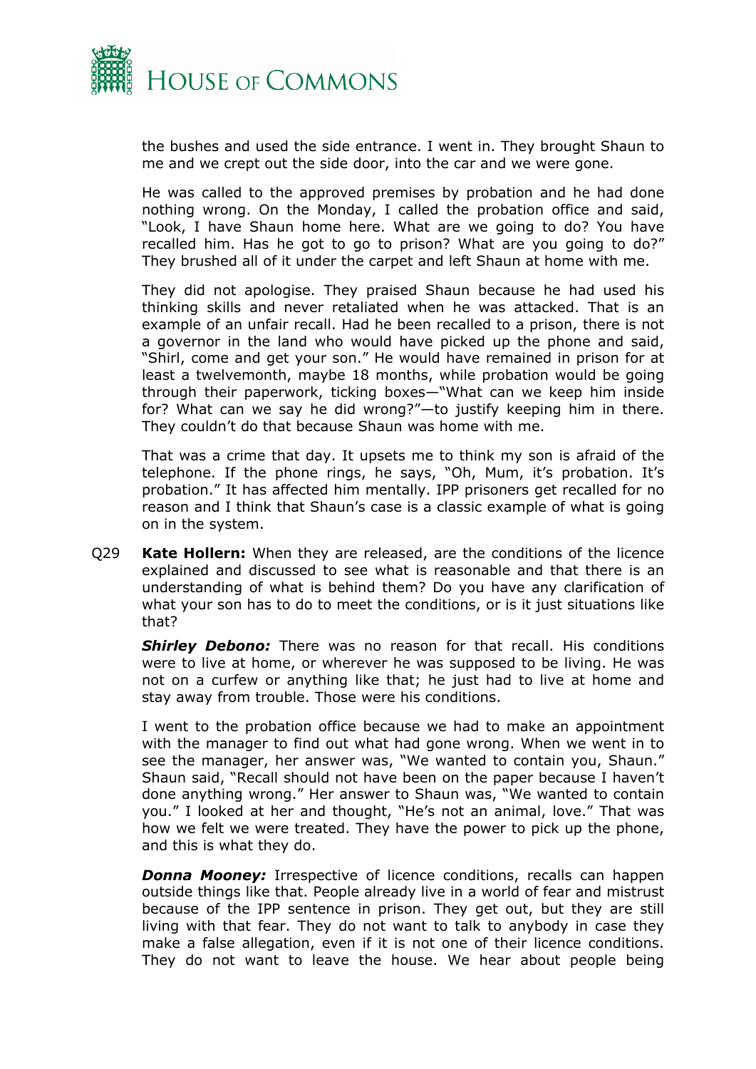the bushes and used the side entrance. I went in. They brought Shaun to me and we crept out the side door, into the car and we were gone.

He was called to the approved premises by probation and he had done nothing wrong. On the Monday, I called the probation office and said, "Look, I have Shaun home here. What are we going to do? You have recalled him. Has he got to go to prison? What are you going to do?" They brushed all of it under the carpet and left Shaun at home with me.

They did not apologise. They praised Shaun because he had used his thinking skills and never retaliated when he was attacked. That is an example of an unfair recall. Had he been recalled to a prison, there is not a governor in the land who would have picked up the phone and said, "Shirl, come and get your son." He would have remained in prison for at least a twelvemonth, maybe 18 months, while probation would be going through their paperwork, ticking boxes—"What can we keep him inside for? What can we say he did wrong?"—to justify keeping him in there. They couldn't do that because Shaun was home with me.

That was a crime that day. It upsets me to think my son is afraid of the telephone. If the phone rings, he says, "Oh, Mum, it's probation. It's probation." It has affected him mentally. IPP prisoners get recalled for no reason and I think that Shaun's case is a classic example of what is going on in the system.

Q29 **Kate Hollern:** When they are released, are the conditions of the licence explained and discussed to see what is reasonable and that there is an understanding of what is behind them? Do you have any clarification of what your son has to do to meet the conditions, or is it just situations like that?

***Shirley Debono:*** There was no reason for that recall. His conditions were to live at home, or wherever he was supposed to be living. He was not on a curfew or anything like that; he just had to live at home and stay away from trouble. Those were his conditions.

I went to the probation office because we had to make an appointment with the manager to find out what had gone wrong. When we went in to see the manager, her answer was, "We wanted to contain you, Shaun." Shaun said, "Recall should not have been on the paper because I haven't done anything wrong." Her answer to Shaun was, "We wanted to contain you." I looked at her and thought, "He's not an animal, love." That was how we felt we were treated. They have the power to pick up the phone, and this is what they do.

***Donna Mooney:*** Irrespective of licence conditions, recalls can happen outside things like that. People already live in a world of fear and mistrust because of the IPP sentence in prison. They get out, but they are still living with that fear. They do not want to talk to anybody in case they make a false allegation, even if it is not one of their licence conditions. They do not want to leave the house. We hear about people being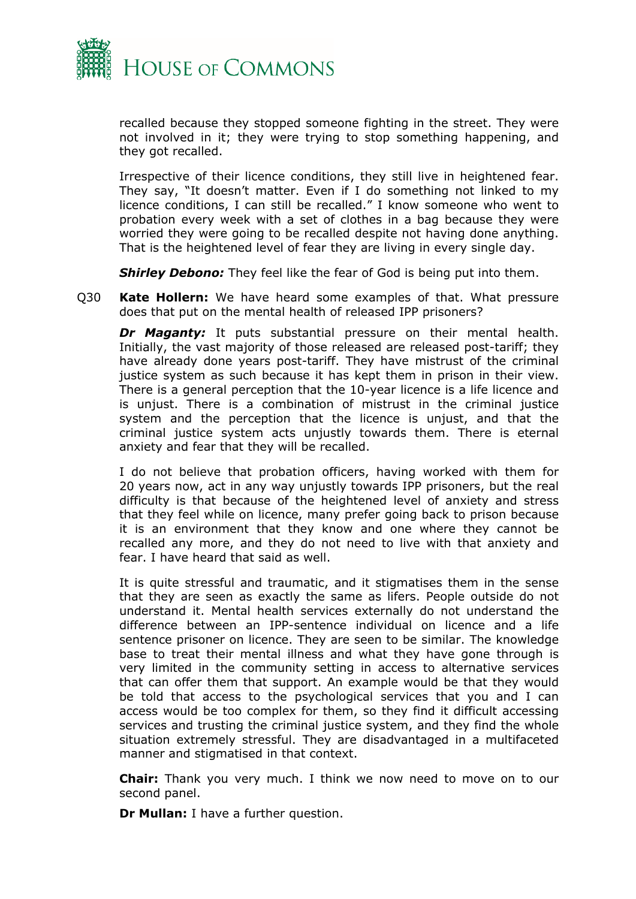recalled because they stopped someone fighting in the street. They were not involved in it; they were trying to stop something happening, and they got recalled.

Irrespective of their licence conditions, they still live in heightened fear. They say, "It doesn't matter. Even if I do something not linked to my licence conditions, I can still be recalled." I know someone who went to probation every week with a set of clothes in a bag because they were worried they were going to be recalled despite not having done anything. That is the heightened level of fear they are living in every single day.

***Shirley Debono:*** They feel like the fear of God is being put into them.

Q30 **Kate Hollern:** We have heard some examples of that. What pressure does that put on the mental health of released IPP prisoners?

***Dr Maganty:*** It puts substantial pressure on their mental health. Initially, the vast majority of those released are released post-tariff; they have already done years post-tariff. They have mistrust of the criminal justice system as such because it has kept them in prison in their view. There is a general perception that the 10-year licence is a life licence and is unjust. There is a combination of mistrust in the criminal justice system and the perception that the licence is unjust, and that the criminal justice system acts unjustly towards them. There is eternal anxiety and fear that they will be recalled.

I do not believe that probation officers, having worked with them for 20 years now, act in any way unjustly towards IPP prisoners, but the real difficulty is that because of the heightened level of anxiety and stress that they feel while on licence, many prefer going back to prison because it is an environment that they know and one where they cannot be recalled any more, and they do not need to live with that anxiety and fear. I have heard that said as well.

It is quite stressful and traumatic, and it stigmatises them in the sense that they are seen as exactly the same as lifers. People outside do not understand it. Mental health services externally do not understand the difference between an IPP-sentence individual on licence and a life sentence prisoner on licence. They are seen to be similar. The knowledge base to treat their mental illness and what they have gone through is very limited in the community setting in access to alternative services that can offer them that support. An example would be that they would be told that access to the psychological services that you and I can access would be too complex for them, so they find it difficult accessing services and trusting the criminal justice system, and they find the whole situation extremely stressful. They are disadvantaged in a multifaceted manner and stigmatised in that context.

**Chair:** Thank you very much. I think we now need to move on to our second panel.

**Dr Mullan:** I have a further question.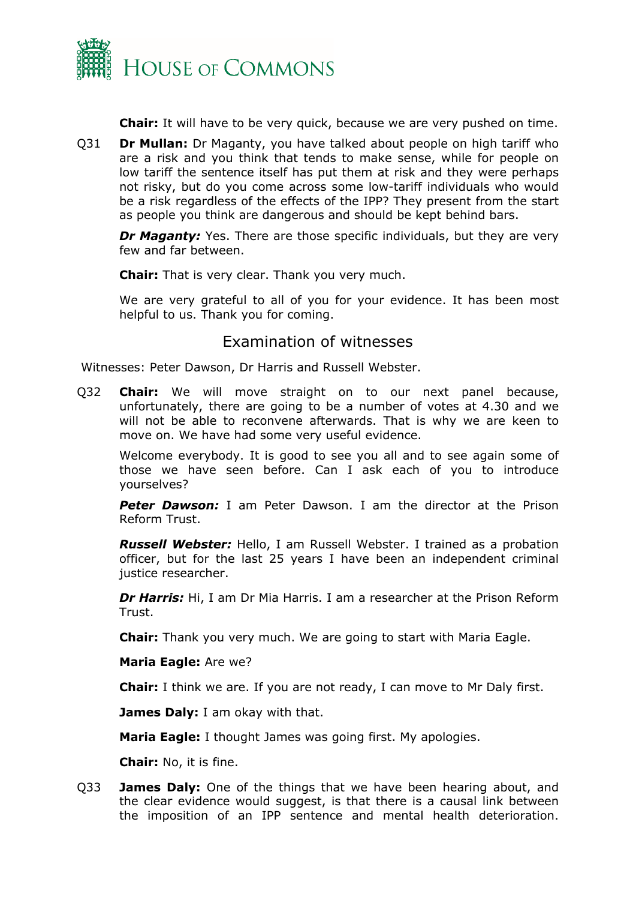**Chair:** It will have to be very quick, because we are very pushed on time.

Q31 **Dr Mullan:** Dr Maganty, you have talked about people on high tariff who are a risk and you think that tends to make sense, while for people on low tariff the sentence itself has put them at risk and they were perhaps not risky, but do you come across some low-tariff individuals who would be a risk regardless of the effects of the IPP? They present from the start as people you think are dangerous and should be kept behind bars.

***Dr Maganty:*** Yes. There are those specific individuals, but they are very few and far between.

**Chair:** That is very clear. Thank you very much.

We are very grateful to all of you for your evidence. It has been most helpful to us. Thank you for coming.

## Examination of witnesses

Witnesses: Peter Dawson, Dr Harris and Russell Webster.

Q32 **Chair:** We will move straight on to our next panel because, unfortunately, there are going to be a number of votes at 4.30 and we will not be able to reconvene afterwards. That is why we are keen to move on. We have had some very useful evidence.

Welcome everybody. It is good to see you all and to see again some of those we have seen before. Can I ask each of you to introduce yourselves?

***Peter Dawson:*** I am Peter Dawson. I am the director at the Prison Reform Trust.

***Russell Webster:*** Hello, I am Russell Webster. I trained as a probation officer, but for the last 25 years I have been an independent criminal justice researcher.

***Dr Harris:*** Hi, I am Dr Mia Harris. I am a researcher at the Prison Reform Trust.

**Chair:** Thank you very much. We are going to start with Maria Eagle.

**Maria Eagle:** Are we?

**Chair:** I think we are. If you are not ready, I can move to Mr Daly first.

**James Daly:** I am okay with that.

**Maria Eagle:** I thought James was going first. My apologies.

**Chair:** No, it is fine.

Q33 **James Daly:** One of the things that we have been hearing about, and the clear evidence would suggest, is that there is a causal link between the imposition of an IPP sentence and mental health deterioration.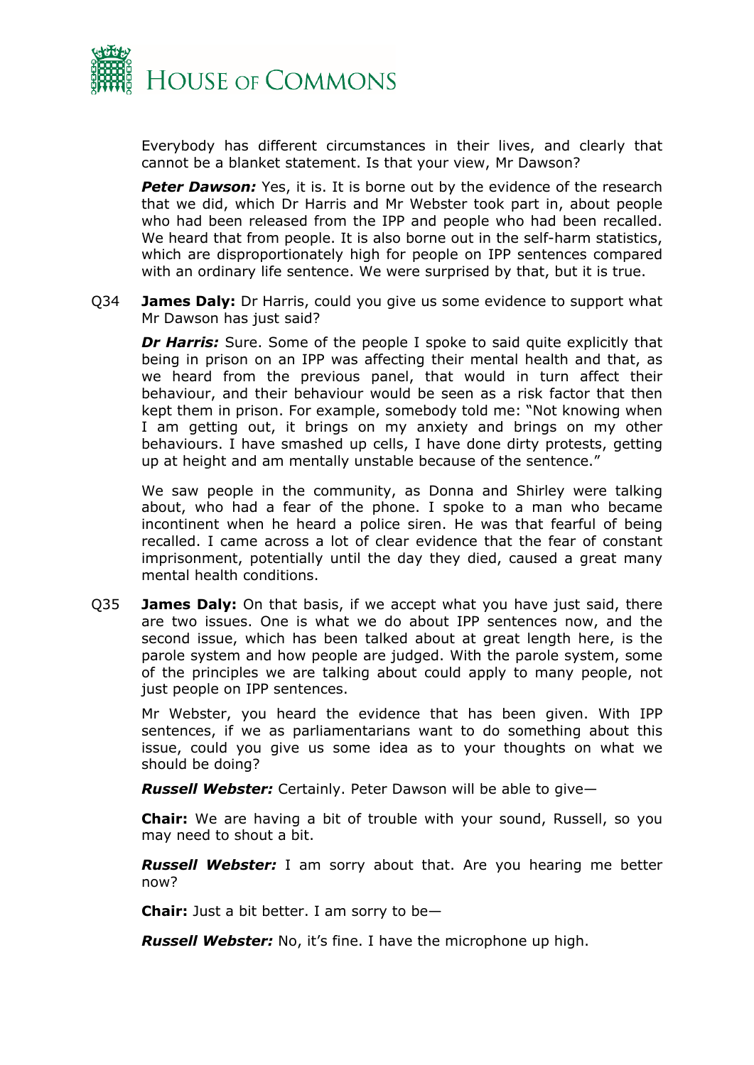Everybody has different circumstances in their lives, and clearly that cannot be a blanket statement. Is that your view, Mr Dawson?

***Peter Dawson:*** Yes, it is. It is borne out by the evidence of the research that we did, which Dr Harris and Mr Webster took part in, about people who had been released from the IPP and people who had been recalled. We heard that from people. It is also borne out in the self-harm statistics, which are disproportionately high for people on IPP sentences compared with an ordinary life sentence. We were surprised by that, but it is true.

Q34 **James Daly:** Dr Harris, could you give us some evidence to support what Mr Dawson has just said?

***Dr Harris:*** Sure. Some of the people I spoke to said quite explicitly that being in prison on an IPP was affecting their mental health and that, as we heard from the previous panel, that would in turn affect their behaviour, and their behaviour would be seen as a risk factor that then kept them in prison. For example, somebody told me: "Not knowing when I am getting out, it brings on my anxiety and brings on my other behaviours. I have smashed up cells, I have done dirty protests, getting up at height and am mentally unstable because of the sentence."

We saw people in the community, as Donna and Shirley were talking about, who had a fear of the phone. I spoke to a man who became incontinent when he heard a police siren. He was that fearful of being recalled. I came across a lot of clear evidence that the fear of constant imprisonment, potentially until the day they died, caused a great many mental health conditions.

Q35 **James Daly:** On that basis, if we accept what you have just said, there are two issues. One is what we do about IPP sentences now, and the second issue, which has been talked about at great length here, is the parole system and how people are judged. With the parole system, some of the principles we are talking about could apply to many people, not just people on IPP sentences.

Mr Webster, you heard the evidence that has been given. With IPP sentences, if we as parliamentarians want to do something about this issue, could you give us some idea as to your thoughts on what we should be doing?

***Russell Webster:*** Certainly. Peter Dawson will be able to give—

**Chair:** We are having a bit of trouble with your sound, Russell, so you may need to shout a bit.

***Russell Webster:*** I am sorry about that. Are you hearing me better now?

**Chair:** Just a bit better. I am sorry to be—

***Russell Webster:*** No, it's fine. I have the microphone up high.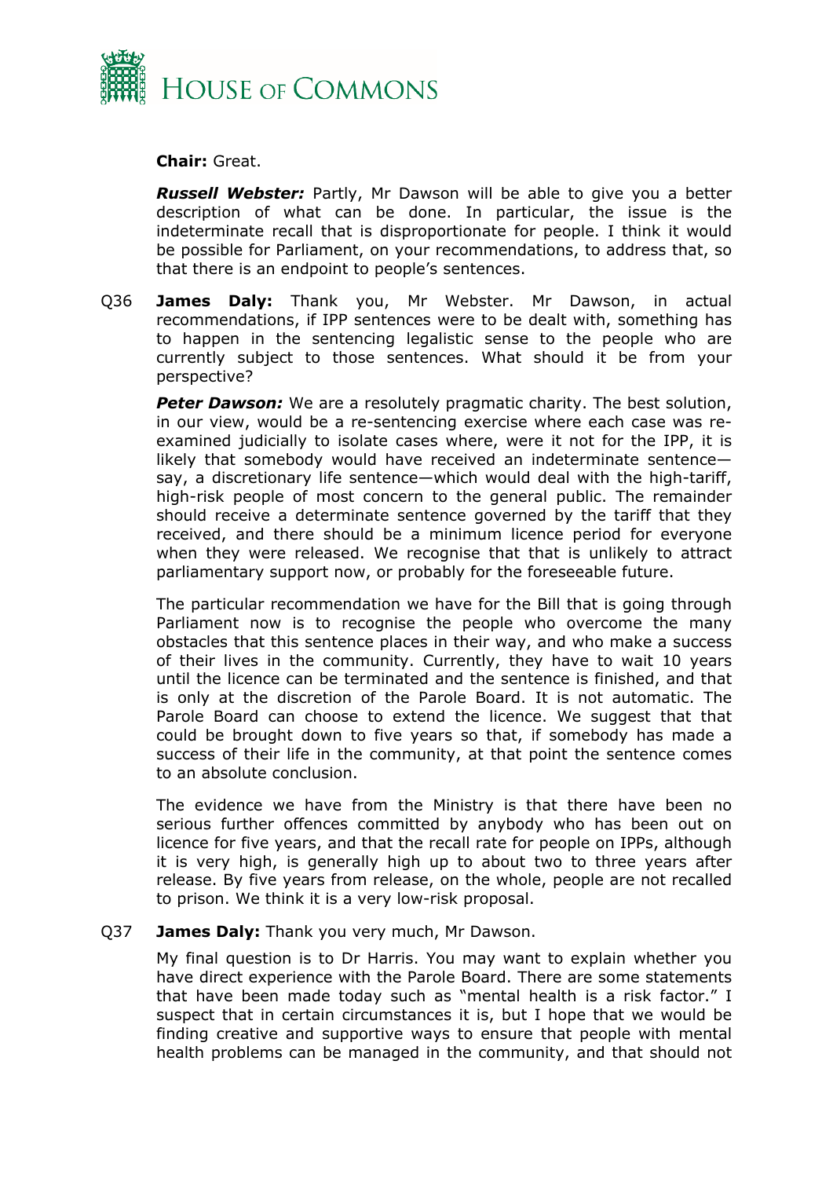**Chair:** Great.

***Russell Webster:*** Partly, Mr Dawson will be able to give you a better description of what can be done. In particular, the issue is the indeterminate recall that is disproportionate for people. I think it would be possible for Parliament, on your recommendations, to address that, so that there is an endpoint to people's sentences.

Q36 **James Daly:** Thank you, Mr Webster. Mr Dawson, in actual recommendations, if IPP sentences were to be dealt with, something has to happen in the sentencing legalistic sense to the people who are currently subject to those sentences. What should it be from your perspective?

***Peter Dawson:*** We are a resolutely pragmatic charity. The best solution, in our view, would be a re-sentencing exercise where each case was re-examined judicially to isolate cases where, were it not for the IPP, it is likely that somebody would have received an indeterminate sentence—say, a discretionary life sentence—which would deal with the high-tariff, high-risk people of most concern to the general public. The remainder should receive a determinate sentence governed by the tariff that they received, and there should be a minimum licence period for everyone when they were released. We recognise that that is unlikely to attract parliamentary support now, or probably for the foreseeable future.

The particular recommendation we have for the Bill that is going through Parliament now is to recognise the people who overcome the many obstacles that this sentence places in their way, and who make a success of their lives in the community. Currently, they have to wait 10 years until the licence can be terminated and the sentence is finished, and that is only at the discretion of the Parole Board. It is not automatic. The Parole Board can choose to extend the licence. We suggest that that could be brought down to five years so that, if somebody has made a success of their life in the community, at that point the sentence comes to an absolute conclusion.

The evidence we have from the Ministry is that there have been no serious further offences committed by anybody who has been out on licence for five years, and that the recall rate for people on IPPs, although it is very high, is generally high up to about two to three years after release. By five years from release, on the whole, people are not recalled to prison. We think it is a very low-risk proposal.

Q37 **James Daly:** Thank you very much, Mr Dawson.

My final question is to Dr Harris. You may want to explain whether you have direct experience with the Parole Board. There are some statements that have been made today such as "mental health is a risk factor." I suspect that in certain circumstances it is, but I hope that we would be finding creative and supportive ways to ensure that people with mental health problems can be managed in the community, and that should not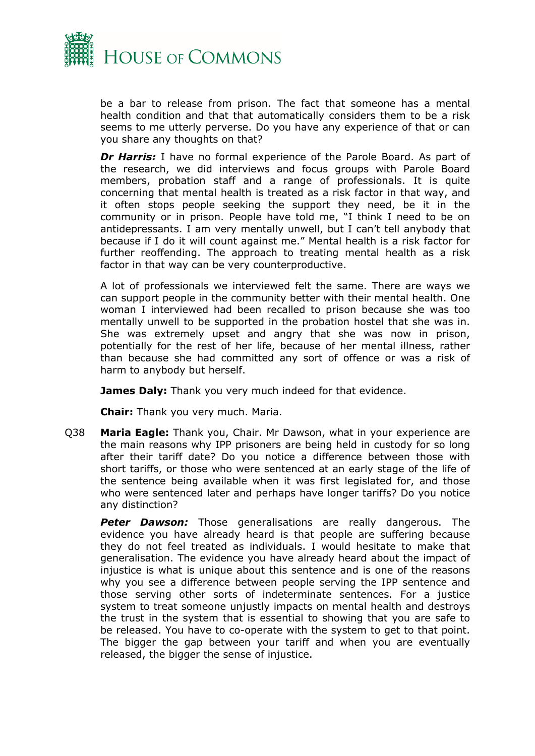be a bar to release from prison. The fact that someone has a mental health condition and that that automatically considers them to be a risk seems to me utterly perverse. Do you have any experience of that or can you share any thoughts on that?

***Dr Harris:*** I have no formal experience of the Parole Board. As part of the research, we did interviews and focus groups with Parole Board members, probation staff and a range of professionals. It is quite concerning that mental health is treated as a risk factor in that way, and it often stops people seeking the support they need, be it in the community or in prison. People have told me, "I think I need to be on antidepressants. I am very mentally unwell, but I can't tell anybody that because if I do it will count against me." Mental health is a risk factor for further reoffending. The approach to treating mental health as a risk factor in that way can be very counterproductive.

A lot of professionals we interviewed felt the same. There are ways we can support people in the community better with their mental health. One woman I interviewed had been recalled to prison because she was too mentally unwell to be supported in the probation hostel that she was in. She was extremely upset and angry that she was now in prison, potentially for the rest of her life, because of her mental illness, rather than because she had committed any sort of offence or was a risk of harm to anybody but herself.

**James Daly:** Thank you very much indeed for that evidence.

**Chair:** Thank you very much. Maria.

Q38 **Maria Eagle:** Thank you, Chair. Mr Dawson, what in your experience are the main reasons why IPP prisoners are being held in custody for so long after their tariff date? Do you notice a difference between those with short tariffs, or those who were sentenced at an early stage of the life of the sentence being available when it was first legislated for, and those who were sentenced later and perhaps have longer tariffs? Do you notice any distinction?

***Peter Dawson:*** Those generalisations are really dangerous. The evidence you have already heard is that people are suffering because they do not feel treated as individuals. I would hesitate to make that generalisation. The evidence you have already heard about the impact of injustice is what is unique about this sentence and is one of the reasons why you see a difference between people serving the IPP sentence and those serving other sorts of indeterminate sentences. For a justice system to treat someone unjustly impacts on mental health and destroys the trust in the system that is essential to showing that you are safe to be released. You have to co-operate with the system to get to that point. The bigger the gap between your tariff and when you are eventually released, the bigger the sense of injustice.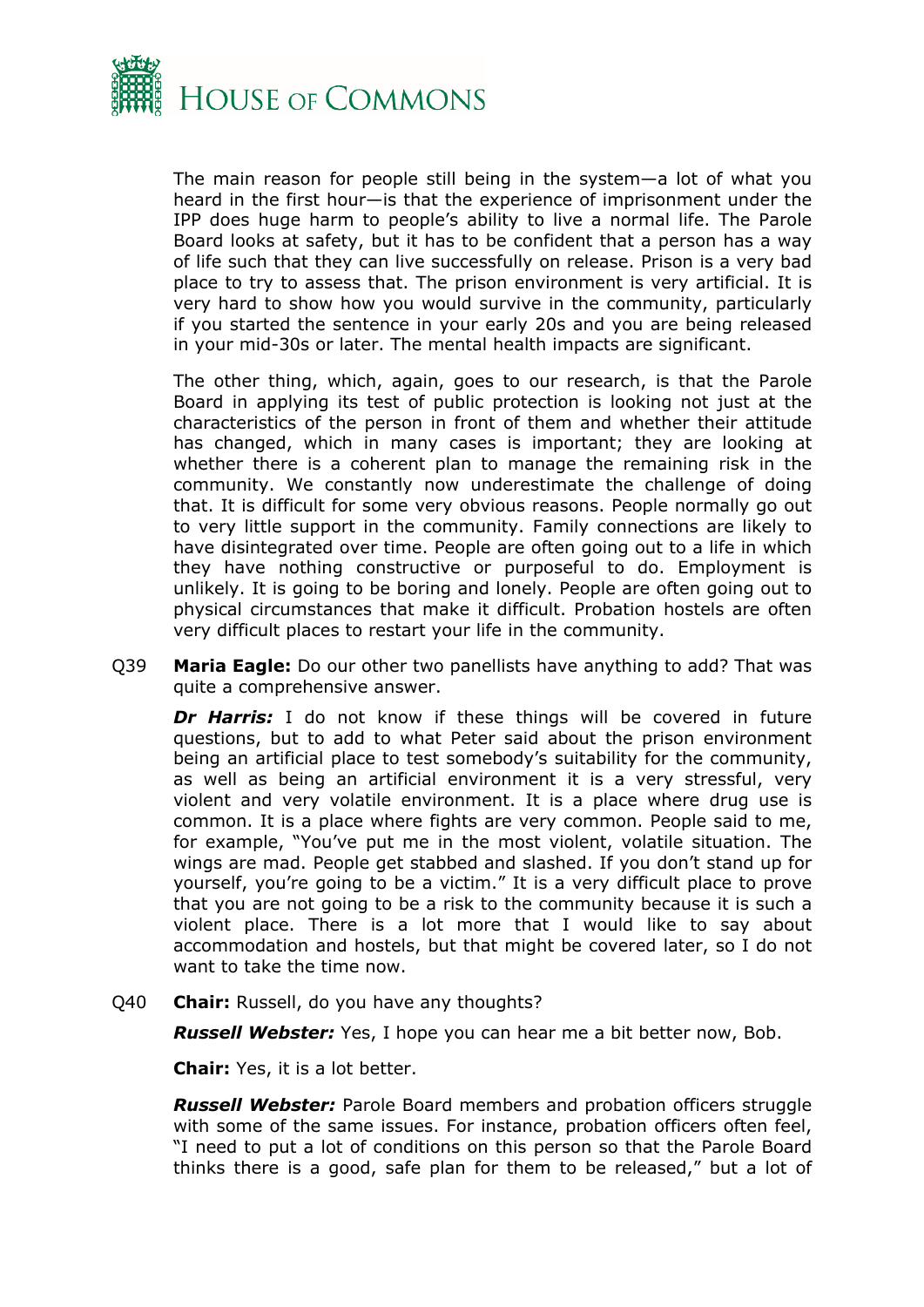The main reason for people still being in the system—a lot of what you heard in the first hour—is that the experience of imprisonment under the IPP does huge harm to people's ability to live a normal life. The Parole Board looks at safety, but it has to be confident that a person has a way of life such that they can live successfully on release. Prison is a very bad place to try to assess that. The prison environment is very artificial. It is very hard to show how you would survive in the community, particularly if you started the sentence in your early 20s and you are being released in your mid-30s or later. The mental health impacts are significant.

The other thing, which, again, goes to our research, is that the Parole Board in applying its test of public protection is looking not just at the characteristics of the person in front of them and whether their attitude has changed, which in many cases is important; they are looking at whether there is a coherent plan to manage the remaining risk in the community. We constantly now underestimate the challenge of doing that. It is difficult for some very obvious reasons. People normally go out to very little support in the community. Family connections are likely to have disintegrated over time. People are often going out to a life in which they have nothing constructive or purposeful to do. Employment is unlikely. It is going to be boring and lonely. People are often going out to physical circumstances that make it difficult. Probation hostels are often very difficult places to restart your life in the community.

Q39 **Maria Eagle:** Do our other two panellists have anything to add? That was quite a comprehensive answer.

***Dr Harris:*** I do not know if these things will be covered in future questions, but to add to what Peter said about the prison environment being an artificial place to test somebody's suitability for the community, as well as being an artificial environment it is a very stressful, very violent and very volatile environment. It is a place where drug use is common. It is a place where fights are very common. People said to me, for example, "You've put me in the most violent, volatile situation. The wings are mad. People get stabbed and slashed. If you don't stand up for yourself, you're going to be a victim." It is a very difficult place to prove that you are not going to be a risk to the community because it is such a violent place. There is a lot more that I would like to say about accommodation and hostels, but that might be covered later, so I do not want to take the time now.

Q40 **Chair:** Russell, do you have any thoughts?

***Russell Webster:*** Yes, I hope you can hear me a bit better now, Bob.

**Chair:** Yes, it is a lot better.

***Russell Webster:*** Parole Board members and probation officers struggle with some of the same issues. For instance, probation officers often feel, "I need to put a lot of conditions on this person so that the Parole Board thinks there is a good, safe plan for them to be released," but a lot of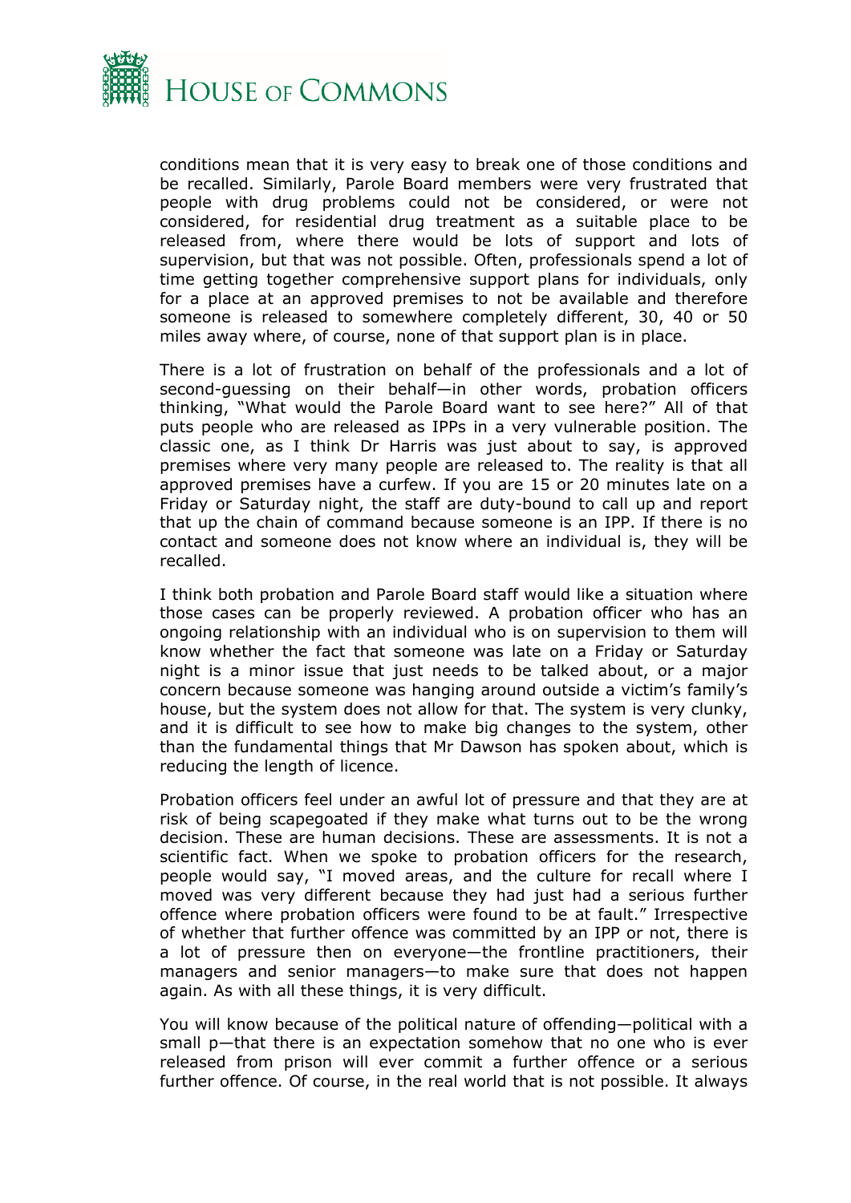conditions mean that it is very easy to break one of those conditions and be recalled. Similarly, Parole Board members were very frustrated that people with drug problems could not be considered, or were not considered, for residential drug treatment as a suitable place to be released from, where there would be lots of support and lots of supervision, but that was not possible. Often, professionals spend a lot of time getting together comprehensive support plans for individuals, only for a place at an approved premises to not be available and therefore someone is released to somewhere completely different, 30, 40 or 50 miles away where, of course, none of that support plan is in place.

There is a lot of frustration on behalf of the professionals and a lot of second-guessing on their behalf—in other words, probation officers thinking, "What would the Parole Board want to see here?" All of that puts people who are released as IPPs in a very vulnerable position. The classic one, as I think Dr Harris was just about to say, is approved premises where very many people are released to. The reality is that all approved premises have a curfew. If you are 15 or 20 minutes late on a Friday or Saturday night, the staff are duty-bound to call up and report that up the chain of command because someone is an IPP. If there is no contact and someone does not know where an individual is, they will be recalled.

I think both probation and Parole Board staff would like a situation where those cases can be properly reviewed. A probation officer who has an ongoing relationship with an individual who is on supervision to them will know whether the fact that someone was late on a Friday or Saturday night is a minor issue that just needs to be talked about, or a major concern because someone was hanging around outside a victim's family's house, but the system does not allow for that. The system is very clunky, and it is difficult to see how to make big changes to the system, other than the fundamental things that Mr Dawson has spoken about, which is reducing the length of licence.

Probation officers feel under an awful lot of pressure and that they are at risk of being scapegoated if they make what turns out to be the wrong decision. These are human decisions. These are assessments. It is not a scientific fact. When we spoke to probation officers for the research, people would say, "I moved areas, and the culture for recall where I moved was very different because they had just had a serious further offence where probation officers were found to be at fault." Irrespective of whether that further offence was committed by an IPP or not, there is a lot of pressure then on everyone—the frontline practitioners, their managers and senior managers—to make sure that does not happen again. As with all these things, it is very difficult.

You will know because of the political nature of offending—political with a small p—that there is an expectation somehow that no one who is ever released from prison will ever commit a further offence or a serious further offence. Of course, in the real world that is not possible. It always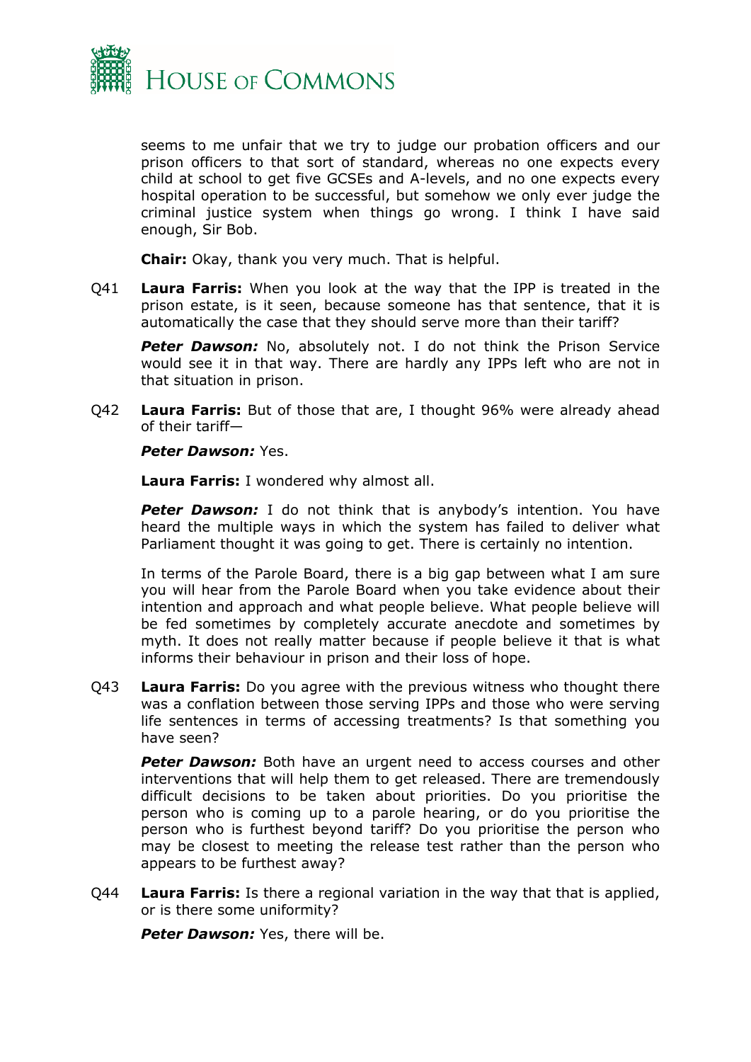seems to me unfair that we try to judge our probation officers and our prison officers to that sort of standard, whereas no one expects every child at school to get five GCSEs and A-levels, and no one expects every hospital operation to be successful, but somehow we only ever judge the criminal justice system when things go wrong. I think I have said enough, Sir Bob.

**Chair:** Okay, thank you very much. That is helpful.

Q41 **Laura Farris:** When you look at the way that the IPP is treated in the prison estate, is it seen, because someone has that sentence, that it is automatically the case that they should serve more than their tariff?

***Peter Dawson:*** No, absolutely not. I do not think the Prison Service would see it in that way. There are hardly any IPPs left who are not in that situation in prison.

Q42 **Laura Farris:** But of those that are, I thought 96% were already ahead of their tariff—

***Peter Dawson:*** Yes.

**Laura Farris:** I wondered why almost all.

***Peter Dawson:*** I do not think that is anybody's intention. You have heard the multiple ways in which the system has failed to deliver what Parliament thought it was going to get. There is certainly no intention.

In terms of the Parole Board, there is a big gap between what I am sure you will hear from the Parole Board when you take evidence about their intention and approach and what people believe. What people believe will be fed sometimes by completely accurate anecdote and sometimes by myth. It does not really matter because if people believe it that is what informs their behaviour in prison and their loss of hope.

Q43 **Laura Farris:** Do you agree with the previous witness who thought there was a conflation between those serving IPPs and those who were serving life sentences in terms of accessing treatments? Is that something you have seen?

***Peter Dawson:*** Both have an urgent need to access courses and other interventions that will help them to get released. There are tremendously difficult decisions to be taken about priorities. Do you prioritise the person who is coming up to a parole hearing, or do you prioritise the person who is furthest beyond tariff? Do you prioritise the person who may be closest to meeting the release test rather than the person who appears to be furthest away?

Q44 **Laura Farris:** Is there a regional variation in the way that that is applied, or is there some uniformity?

***Peter Dawson:*** Yes, there will be.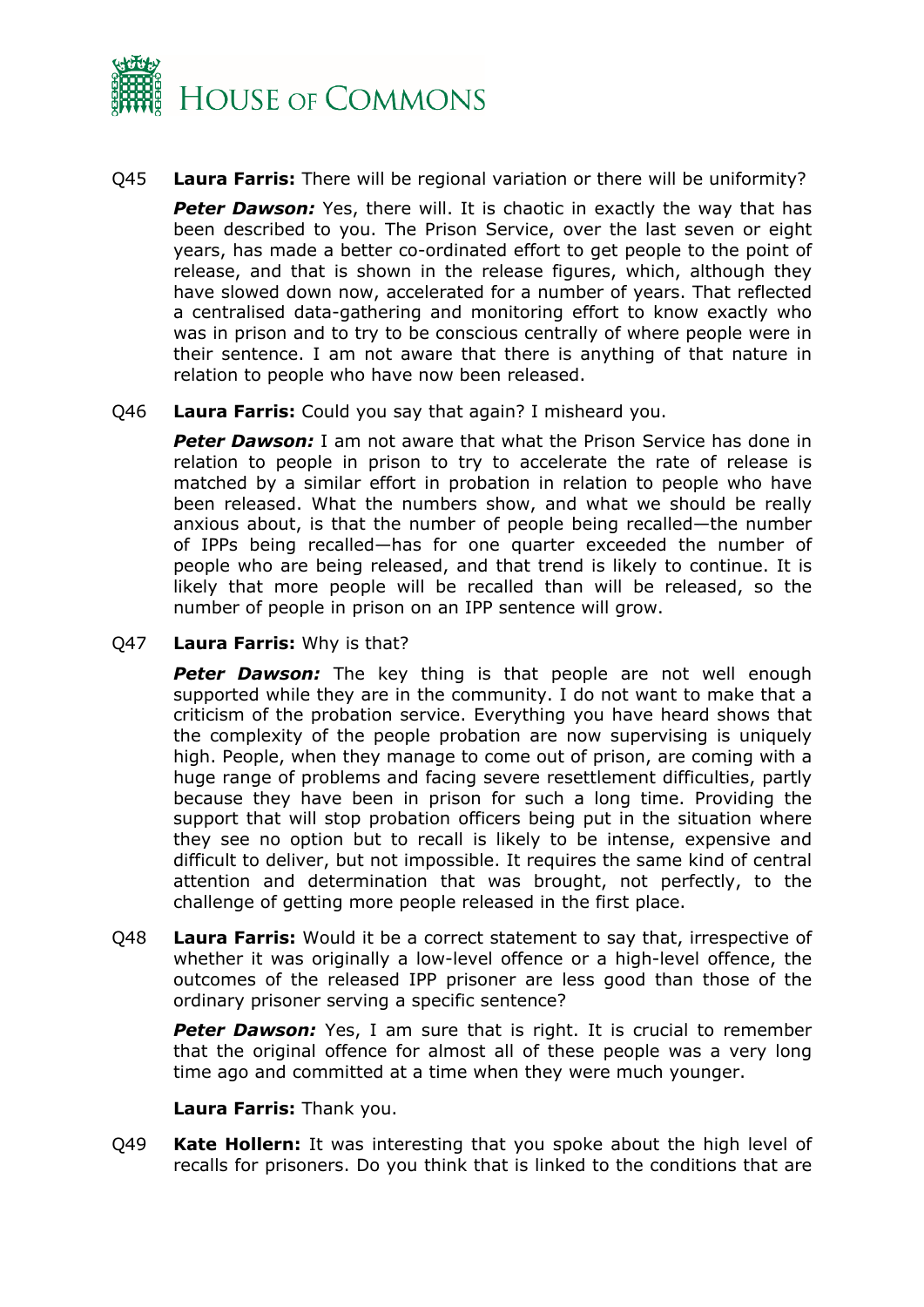Q45 **Laura Farris:** There will be regional variation or there will be uniformity?

***Peter Dawson:*** Yes, there will. It is chaotic in exactly the way that has been described to you. The Prison Service, over the last seven or eight years, has made a better co-ordinated effort to get people to the point of release, and that is shown in the release figures, which, although they have slowed down now, accelerated for a number of years. That reflected a centralised data-gathering and monitoring effort to know exactly who was in prison and to try to be conscious centrally of where people were in their sentence. I am not aware that there is anything of that nature in relation to people who have now been released.

Q46 **Laura Farris:** Could you say that again? I misheard you.

***Peter Dawson:*** I am not aware that what the Prison Service has done in relation to people in prison to try to accelerate the rate of release is matched by a similar effort in probation in relation to people who have been released. What the numbers show, and what we should be really anxious about, is that the number of people being recalled—the number of IPPs being recalled—has for one quarter exceeded the number of people who are being released, and that trend is likely to continue. It is likely that more people will be recalled than will be released, so the number of people in prison on an IPP sentence will grow.

Q47 **Laura Farris:** Why is that?

***Peter Dawson:*** The key thing is that people are not well enough supported while they are in the community. I do not want to make that a criticism of the probation service. Everything you have heard shows that the complexity of the people probation are now supervising is uniquely high. People, when they manage to come out of prison, are coming with a huge range of problems and facing severe resettlement difficulties, partly because they have been in prison for such a long time. Providing the support that will stop probation officers being put in the situation where they see no option but to recall is likely to be intense, expensive and difficult to deliver, but not impossible. It requires the same kind of central attention and determination that was brought, not perfectly, to the challenge of getting more people released in the first place.

Q48 **Laura Farris:** Would it be a correct statement to say that, irrespective of whether it was originally a low-level offence or a high-level offence, the outcomes of the released IPP prisoner are less good than those of the ordinary prisoner serving a specific sentence?

***Peter Dawson:*** Yes, I am sure that is right. It is crucial to remember that the original offence for almost all of these people was a very long time ago and committed at a time when they were much younger.

**Laura Farris:** Thank you.

Q49 **Kate Hollern:** It was interesting that you spoke about the high level of recalls for prisoners. Do you think that is linked to the conditions that are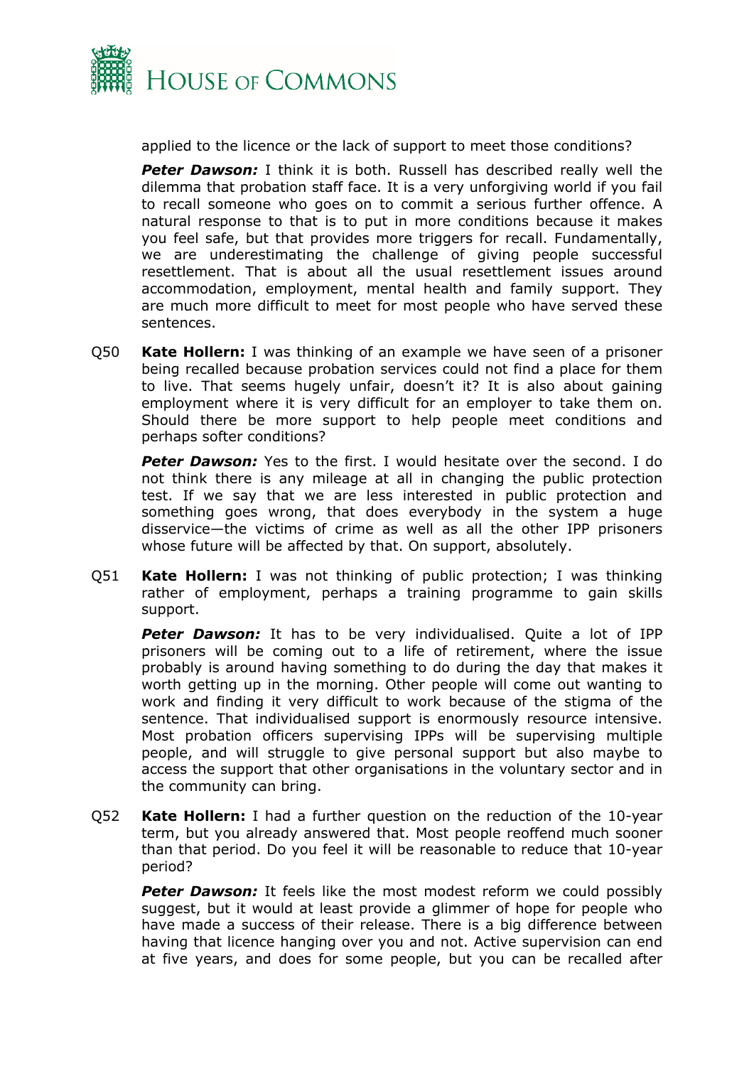applied to the licence or the lack of support to meet those conditions?

***Peter Dawson:*** I think it is both. Russell has described really well the dilemma that probation staff face. It is a very unforgiving world if you fail to recall someone who goes on to commit a serious further offence. A natural response to that is to put in more conditions because it makes you feel safe, but that provides more triggers for recall. Fundamentally, we are underestimating the challenge of giving people successful resettlement. That is about all the usual resettlement issues around accommodation, employment, mental health and family support. They are much more difficult to meet for most people who have served these sentences.

Q50 **Kate Hollern:** I was thinking of an example we have seen of a prisoner being recalled because probation services could not find a place for them to live. That seems hugely unfair, doesn't it? It is also about gaining employment where it is very difficult for an employer to take them on. Should there be more support to help people meet conditions and perhaps softer conditions?

***Peter Dawson:*** Yes to the first. I would hesitate over the second. I do not think there is any mileage at all in changing the public protection test. If we say that we are less interested in public protection and something goes wrong, that does everybody in the system a huge disservice—the victims of crime as well as all the other IPP prisoners whose future will be affected by that. On support, absolutely.

Q51 **Kate Hollern:** I was not thinking of public protection; I was thinking rather of employment, perhaps a training programme to gain skills support.

***Peter Dawson:*** It has to be very individualised. Quite a lot of IPP prisoners will be coming out to a life of retirement, where the issue probably is around having something to do during the day that makes it worth getting up in the morning. Other people will come out wanting to work and finding it very difficult to work because of the stigma of the sentence. That individualised support is enormously resource intensive. Most probation officers supervising IPPs will be supervising multiple people, and will struggle to give personal support but also maybe to access the support that other organisations in the voluntary sector and in the community can bring.

Q52 **Kate Hollern:** I had a further question on the reduction of the 10-year term, but you already answered that. Most people reoffend much sooner than that period. Do you feel it will be reasonable to reduce that 10-year period?

***Peter Dawson:*** It feels like the most modest reform we could possibly suggest, but it would at least provide a glimmer of hope for people who have made a success of their release. There is a big difference between having that licence hanging over you and not. Active supervision can end at five years, and does for some people, but you can be recalled after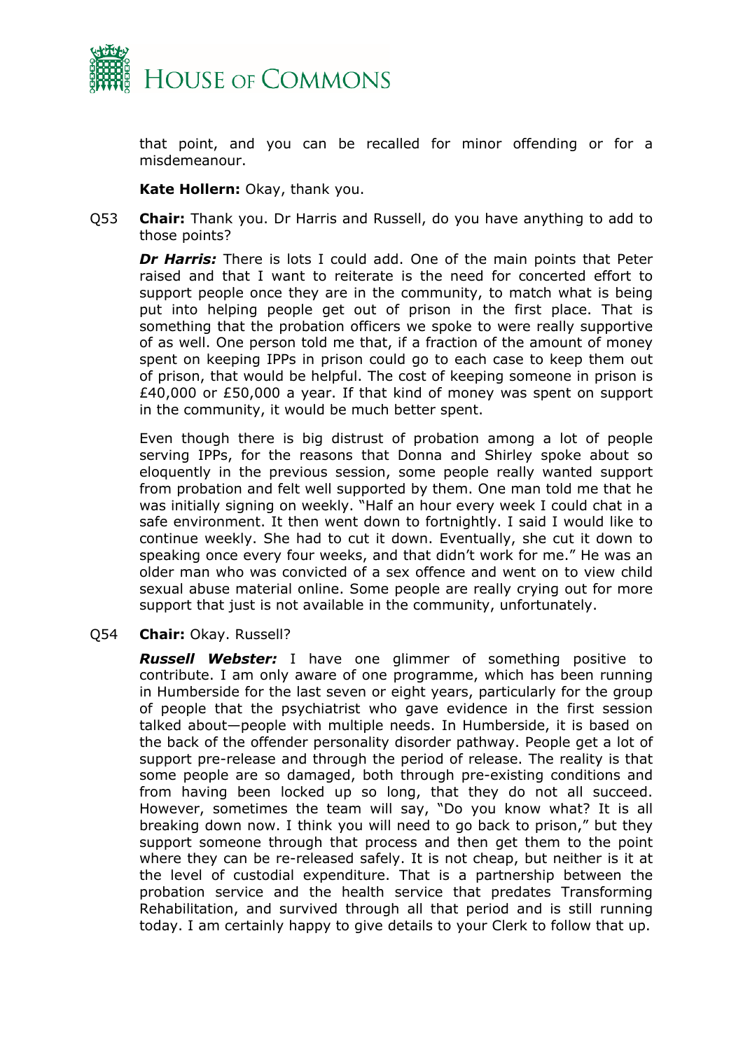that point, and you can be recalled for minor offending or for a misdemeanour.

**Kate Hollern:** Okay, thank you.

Q53 **Chair:** Thank you. Dr Harris and Russell, do you have anything to add to those points?

***Dr Harris:*** There is lots I could add. One of the main points that Peter raised and that I want to reiterate is the need for concerted effort to support people once they are in the community, to match what is being put into helping people get out of prison in the first place. That is something that the probation officers we spoke to were really supportive of as well. One person told me that, if a fraction of the amount of money spent on keeping IPPs in prison could go to each case to keep them out of prison, that would be helpful. The cost of keeping someone in prison is £40,000 or £50,000 a year. If that kind of money was spent on support in the community, it would be much better spent.

Even though there is big distrust of probation among a lot of people serving IPPs, for the reasons that Donna and Shirley spoke about so eloquently in the previous session, some people really wanted support from probation and felt well supported by them. One man told me that he was initially signing on weekly. "Half an hour every week I could chat in a safe environment. It then went down to fortnightly. I said I would like to continue weekly. She had to cut it down. Eventually, she cut it down to speaking once every four weeks, and that didn't work for me." He was an older man who was convicted of a sex offence and went on to view child sexual abuse material online. Some people are really crying out for more support that just is not available in the community, unfortunately.

Q54 **Chair:** Okay. Russell?

***Russell Webster:*** I have one glimmer of something positive to contribute. I am only aware of one programme, which has been running in Humberside for the last seven or eight years, particularly for the group of people that the psychiatrist who gave evidence in the first session talked about—people with multiple needs. In Humberside, it is based on the back of the offender personality disorder pathway. People get a lot of support pre-release and through the period of release. The reality is that some people are so damaged, both through pre-existing conditions and from having been locked up so long, that they do not all succeed. However, sometimes the team will say, "Do you know what? It is all breaking down now. I think you will need to go back to prison," but they support someone through that process and then get them to the point where they can be re-released safely. It is not cheap, but neither is it at the level of custodial expenditure. That is a partnership between the probation service and the health service that predates Transforming Rehabilitation, and survived through all that period and is still running today. I am certainly happy to give details to your Clerk to follow that up.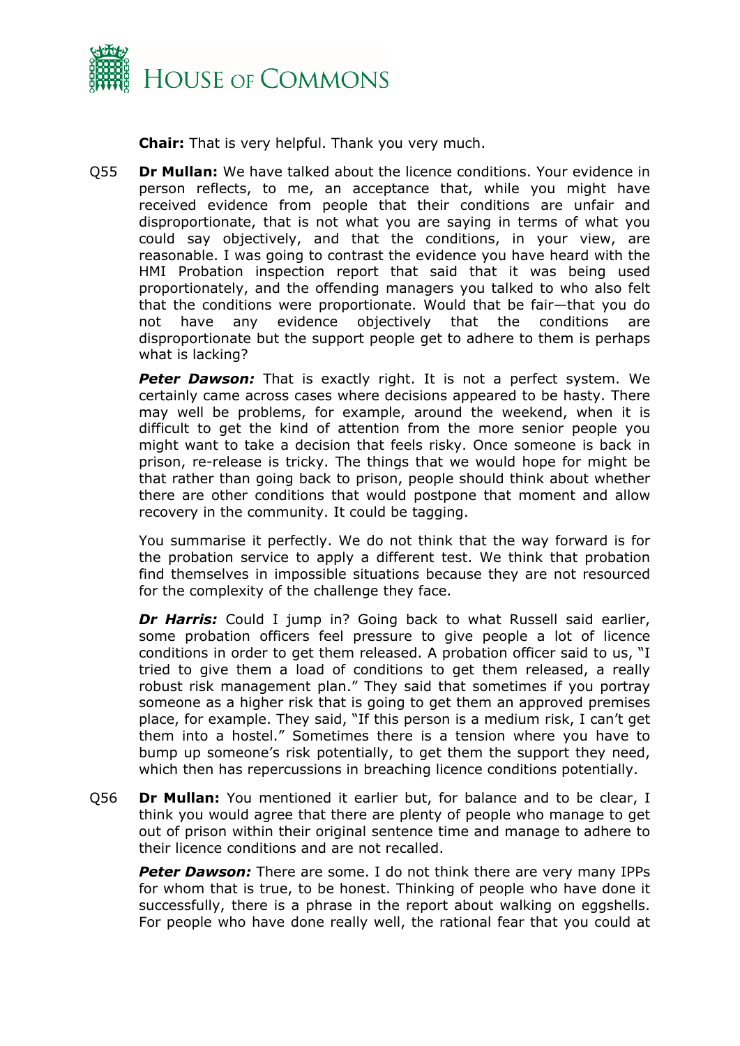**Chair:** That is very helpful. Thank you very much.

Q55 **Dr Mullan:** We have talked about the licence conditions. Your evidence in person reflects, to me, an acceptance that, while you might have received evidence from people that their conditions are unfair and disproportionate, that is not what you are saying in terms of what you could say objectively, and that the conditions, in your view, are reasonable. I was going to contrast the evidence you have heard with the HMI Probation inspection report that said that it was being used proportionately, and the offending managers you talked to who also felt that the conditions were proportionate. Would that be fair—that you do not have any evidence objectively that the conditions are disproportionate but the support people get to adhere to them is perhaps what is lacking?

***Peter Dawson:*** That is exactly right. It is not a perfect system. We certainly came across cases where decisions appeared to be hasty. There may well be problems, for example, around the weekend, when it is difficult to get the kind of attention from the more senior people you might want to take a decision that feels risky. Once someone is back in prison, re-release is tricky. The things that we would hope for might be that rather than going back to prison, people should think about whether there are other conditions that would postpone that moment and allow recovery in the community. It could be tagging.

You summarise it perfectly. We do not think that the way forward is for the probation service to apply a different test. We think that probation find themselves in impossible situations because they are not resourced for the complexity of the challenge they face.

***Dr Harris:*** Could I jump in? Going back to what Russell said earlier, some probation officers feel pressure to give people a lot of licence conditions in order to get them released. A probation officer said to us, "I tried to give them a load of conditions to get them released, a really robust risk management plan." They said that sometimes if you portray someone as a higher risk that is going to get them an approved premises place, for example. They said, "If this person is a medium risk, I can't get them into a hostel." Sometimes there is a tension where you have to bump up someone's risk potentially, to get them the support they need, which then has repercussions in breaching licence conditions potentially.

Q56 **Dr Mullan:** You mentioned it earlier but, for balance and to be clear, I think you would agree that there are plenty of people who manage to get out of prison within their original sentence time and manage to adhere to their licence conditions and are not recalled.

***Peter Dawson:*** There are some. I do not think there are very many IPPs for whom that is true, to be honest. Thinking of people who have done it successfully, there is a phrase in the report about walking on eggshells. For people who have done really well, the rational fear that you could at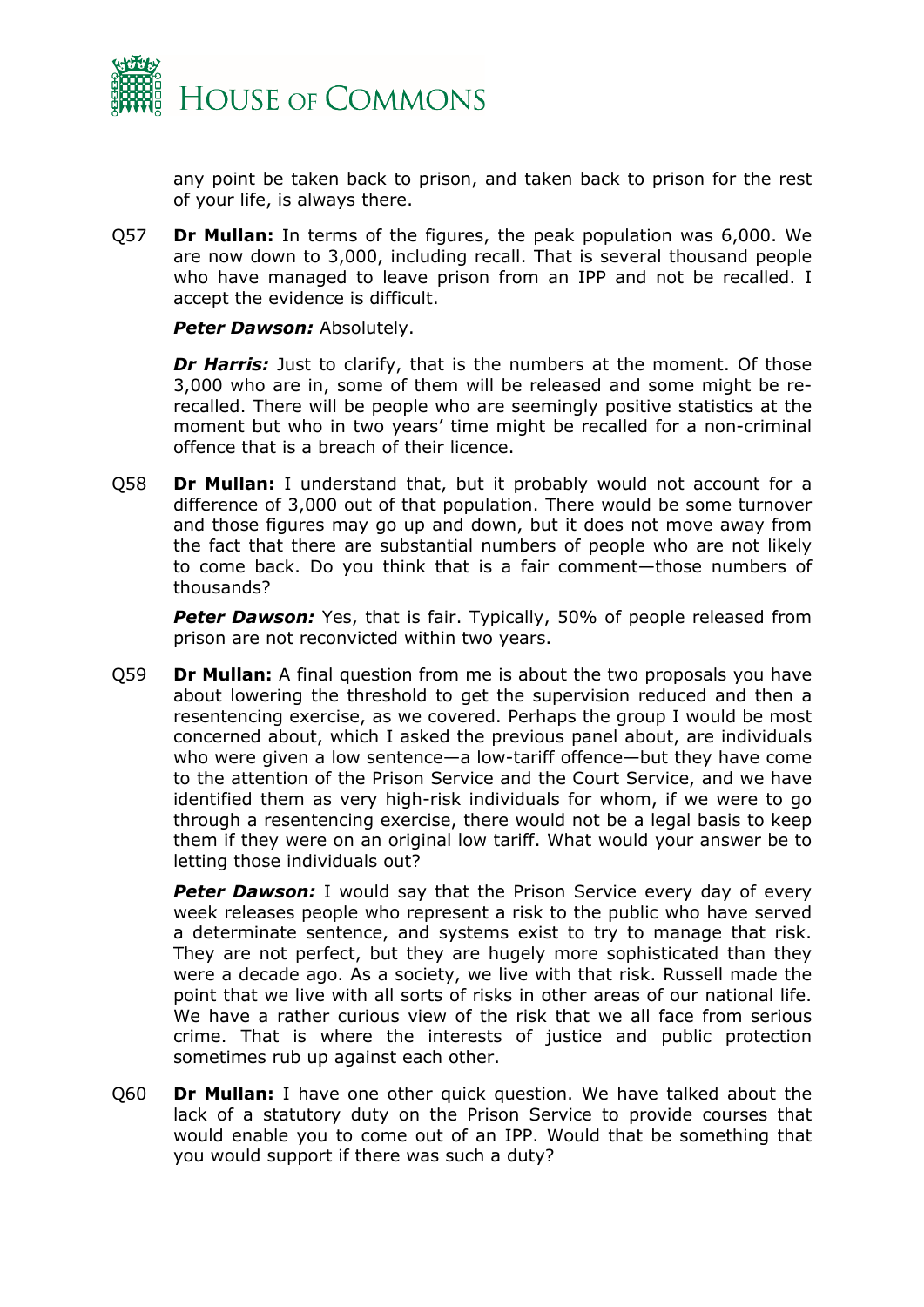any point be taken back to prison, and taken back to prison for the rest of your life, is always there.

Q57 **Dr Mullan:** In terms of the figures, the peak population was 6,000. We are now down to 3,000, including recall. That is several thousand people who have managed to leave prison from an IPP and not be recalled. I accept the evidence is difficult.

***Peter Dawson:*** Absolutely.

***Dr Harris:*** Just to clarify, that is the numbers at the moment. Of those 3,000 who are in, some of them will be released and some might be re-recalled. There will be people who are seemingly positive statistics at the moment but who in two years' time might be recalled for a non-criminal offence that is a breach of their licence.

Q58 **Dr Mullan:** I understand that, but it probably would not account for a difference of 3,000 out of that population. There would be some turnover and those figures may go up and down, but it does not move away from the fact that there are substantial numbers of people who are not likely to come back. Do you think that is a fair comment—those numbers of thousands?

***Peter Dawson:*** Yes, that is fair. Typically, 50% of people released from prison are not reconvicted within two years.

Q59 **Dr Mullan:** A final question from me is about the two proposals you have about lowering the threshold to get the supervision reduced and then a resentencing exercise, as we covered. Perhaps the group I would be most concerned about, which I asked the previous panel about, are individuals who were given a low sentence—a low-tariff offence—but they have come to the attention of the Prison Service and the Court Service, and we have identified them as very high-risk individuals for whom, if we were to go through a resentencing exercise, there would not be a legal basis to keep them if they were on an original low tariff. What would your answer be to letting those individuals out?

***Peter Dawson:*** I would say that the Prison Service every day of every week releases people who represent a risk to the public who have served a determinate sentence, and systems exist to try to manage that risk. They are not perfect, but they are hugely more sophisticated than they were a decade ago. As a society, we live with that risk. Russell made the point that we live with all sorts of risks in other areas of our national life. We have a rather curious view of the risk that we all face from serious crime. That is where the interests of justice and public protection sometimes rub up against each other.

Q60 **Dr Mullan:** I have one other quick question. We have talked about the lack of a statutory duty on the Prison Service to provide courses that would enable you to come out of an IPP. Would that be something that you would support if there was such a duty?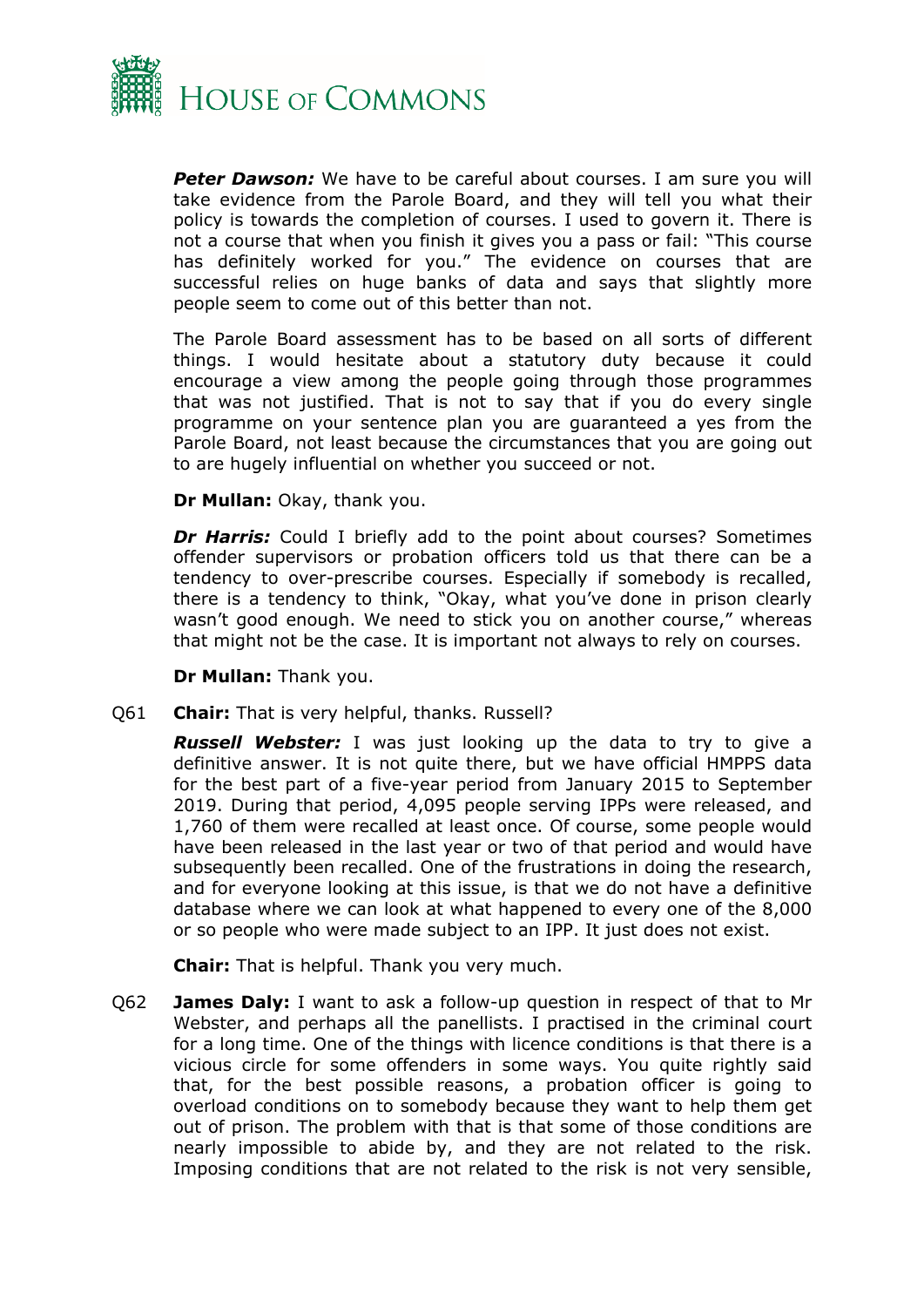***Peter Dawson:*** We have to be careful about courses. I am sure you will take evidence from the Parole Board, and they will tell you what their policy is towards the completion of courses. I used to govern it. There is not a course that when you finish it gives you a pass or fail: "This course has definitely worked for you." The evidence on courses that are successful relies on huge banks of data and says that slightly more people seem to come out of this better than not.

The Parole Board assessment has to be based on all sorts of different things. I would hesitate about a statutory duty because it could encourage a view among the people going through those programmes that was not justified. That is not to say that if you do every single programme on your sentence plan you are guaranteed a yes from the Parole Board, not least because the circumstances that you are going out to are hugely influential on whether you succeed or not.

**Dr Mullan:** Okay, thank you.

***Dr Harris:*** Could I briefly add to the point about courses? Sometimes offender supervisors or probation officers told us that there can be a tendency to over-prescribe courses. Especially if somebody is recalled, there is a tendency to think, "Okay, what you've done in prison clearly wasn't good enough. We need to stick you on another course," whereas that might not be the case. It is important not always to rely on courses.

**Dr Mullan:** Thank you.

Q61 **Chair:** That is very helpful, thanks. Russell?

***Russell Webster:*** I was just looking up the data to try to give a definitive answer. It is not quite there, but we have official HMPPS data for the best part of a five-year period from January 2015 to September 2019. During that period, 4,095 people serving IPPs were released, and 1,760 of them were recalled at least once. Of course, some people would have been released in the last year or two of that period and would have subsequently been recalled. One of the frustrations in doing the research, and for everyone looking at this issue, is that we do not have a definitive database where we can look at what happened to every one of the 8,000 or so people who were made subject to an IPP. It just does not exist.

**Chair:** That is helpful. Thank you very much.

Q62 **James Daly:** I want to ask a follow-up question in respect of that to Mr Webster, and perhaps all the panellists. I practised in the criminal court for a long time. One of the things with licence conditions is that there is a vicious circle for some offenders in some ways. You quite rightly said that, for the best possible reasons, a probation officer is going to overload conditions on to somebody because they want to help them get out of prison. The problem with that is that some of those conditions are nearly impossible to abide by, and they are not related to the risk. Imposing conditions that are not related to the risk is not very sensible,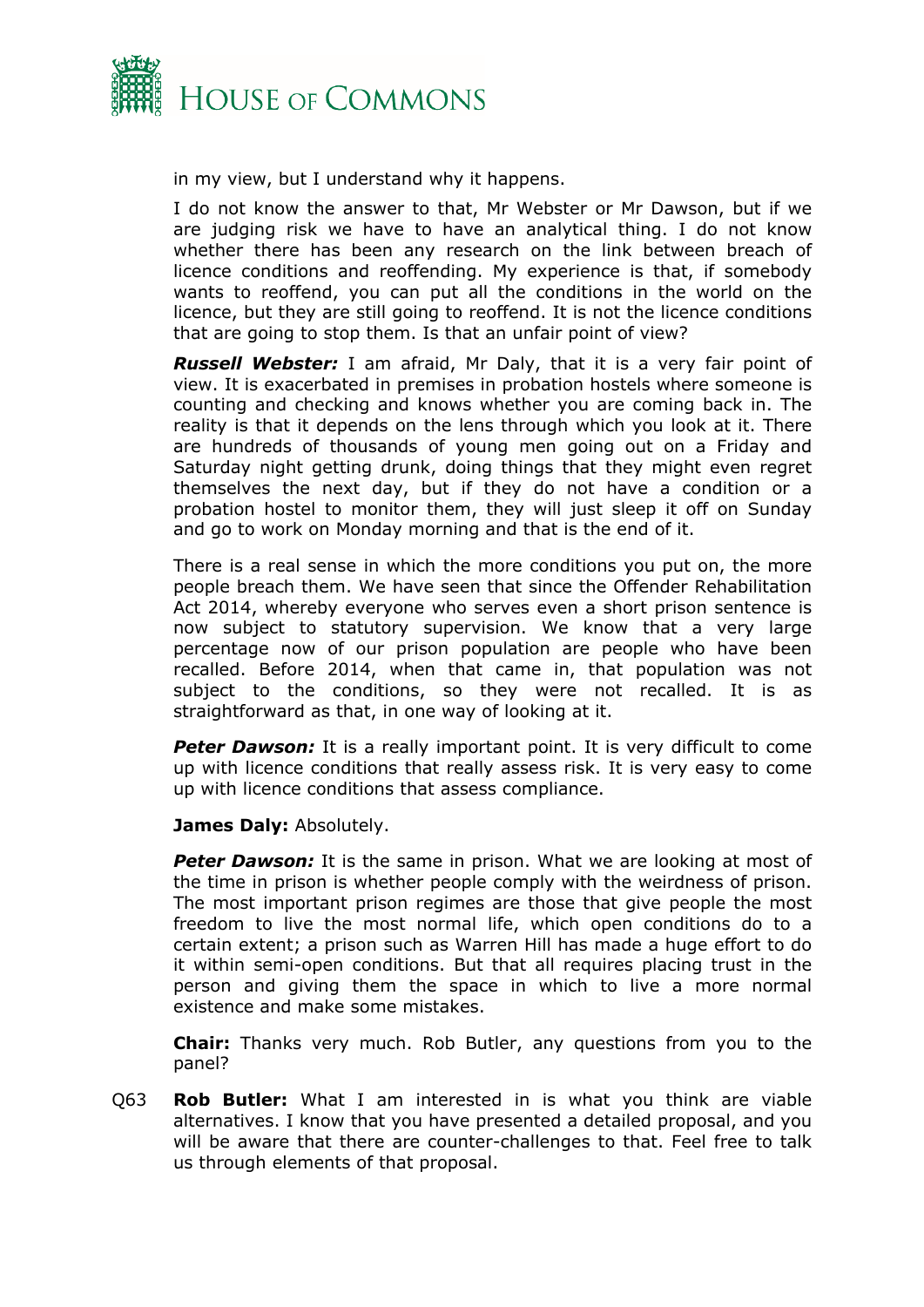in my view, but I understand why it happens.

I do not know the answer to that, Mr Webster or Mr Dawson, but if we are judging risk we have to have an analytical thing. I do not know whether there has been any research on the link between breach of licence conditions and reoffending. My experience is that, if somebody wants to reoffend, you can put all the conditions in the world on the licence, but they are still going to reoffend. It is not the licence conditions that are going to stop them. Is that an unfair point of view?

***Russell Webster:*** I am afraid, Mr Daly, that it is a very fair point of view. It is exacerbated in premises in probation hostels where someone is counting and checking and knows whether you are coming back in. The reality is that it depends on the lens through which you look at it. There are hundreds of thousands of young men going out on a Friday and Saturday night getting drunk, doing things that they might even regret themselves the next day, but if they do not have a condition or a probation hostel to monitor them, they will just sleep it off on Sunday and go to work on Monday morning and that is the end of it.

There is a real sense in which the more conditions you put on, the more people breach them. We have seen that since the Offender Rehabilitation Act 2014, whereby everyone who serves even a short prison sentence is now subject to statutory supervision. We know that a very large percentage now of our prison population are people who have been recalled. Before 2014, when that came in, that population was not subject to the conditions, so they were not recalled. It is as straightforward as that, in one way of looking at it.

***Peter Dawson:*** It is a really important point. It is very difficult to come up with licence conditions that really assess risk. It is very easy to come up with licence conditions that assess compliance.

**James Daly:** Absolutely.

***Peter Dawson:*** It is the same in prison. What we are looking at most of the time in prison is whether people comply with the weirdness of prison. The most important prison regimes are those that give people the most freedom to live the most normal life, which open conditions do to a certain extent; a prison such as Warren Hill has made a huge effort to do it within semi-open conditions. But that all requires placing trust in the person and giving them the space in which to live a more normal existence and make some mistakes.

**Chair:** Thanks very much. Rob Butler, any questions from you to the panel?

Q63 **Rob Butler:** What I am interested in is what you think are viable alternatives. I know that you have presented a detailed proposal, and you will be aware that there are counter-challenges to that. Feel free to talk us through elements of that proposal.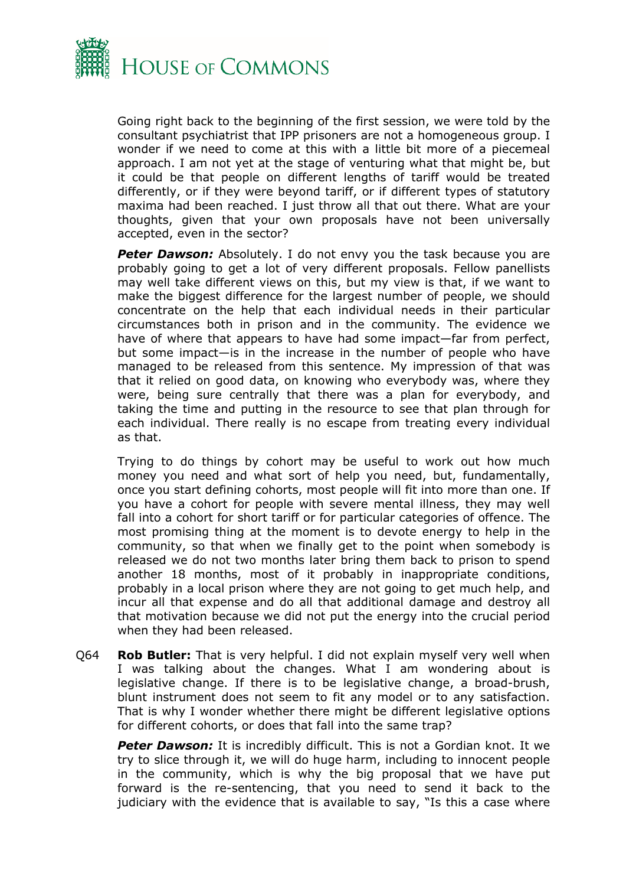Going right back to the beginning of the first session, we were told by the consultant psychiatrist that IPP prisoners are not a homogeneous group. I wonder if we need to come at this with a little bit more of a piecemeal approach. I am not yet at the stage of venturing what that might be, but it could be that people on different lengths of tariff would be treated differently, or if they were beyond tariff, or if different types of statutory maxima had been reached. I just throw all that out there. What are your thoughts, given that your own proposals have not been universally accepted, even in the sector?

***Peter Dawson:*** Absolutely. I do not envy you the task because you are probably going to get a lot of very different proposals. Fellow panellists may well take different views on this, but my view is that, if we want to make the biggest difference for the largest number of people, we should concentrate on the help that each individual needs in their particular circumstances both in prison and in the community. The evidence we have of where that appears to have had some impact—far from perfect, but some impact—is in the increase in the number of people who have managed to be released from this sentence. My impression of that was that it relied on good data, on knowing who everybody was, where they were, being sure centrally that there was a plan for everybody, and taking the time and putting in the resource to see that plan through for each individual. There really is no escape from treating every individual as that.

Trying to do things by cohort may be useful to work out how much money you need and what sort of help you need, but, fundamentally, once you start defining cohorts, most people will fit into more than one. If you have a cohort for people with severe mental illness, they may well fall into a cohort for short tariff or for particular categories of offence. The most promising thing at the moment is to devote energy to help in the community, so that when we finally get to the point when somebody is released we do not two months later bring them back to prison to spend another 18 months, most of it probably in inappropriate conditions, probably in a local prison where they are not going to get much help, and incur all that expense and do all that additional damage and destroy all that motivation because we did not put the energy into the crucial period when they had been released.

Q64 **Rob Butler:** That is very helpful. I did not explain myself very well when I was talking about the changes. What I am wondering about is legislative change. If there is to be legislative change, a broad-brush, blunt instrument does not seem to fit any model or to any satisfaction. That is why I wonder whether there might be different legislative options for different cohorts, or does that fall into the same trap?

***Peter Dawson:*** It is incredibly difficult. This is not a Gordian knot. It we try to slice through it, we will do huge harm, including to innocent people in the community, which is why the big proposal that we have put forward is the re-sentencing, that you need to send it back to the judiciary with the evidence that is available to say, "Is this a case where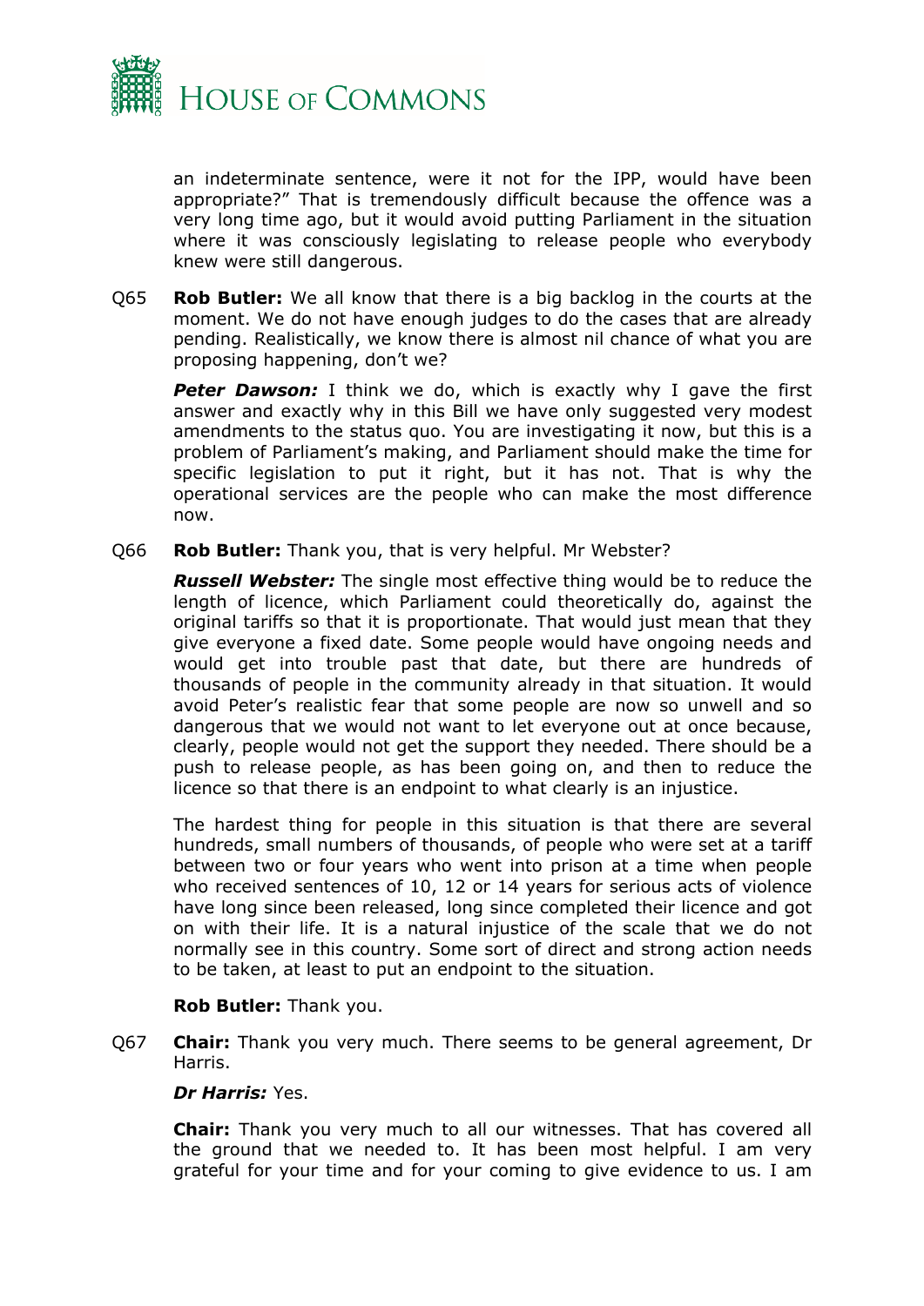an indeterminate sentence, were it not for the IPP, would have been appropriate?" That is tremendously difficult because the offence was a very long time ago, but it would avoid putting Parliament in the situation where it was consciously legislating to release people who everybody knew were still dangerous.

Q65 **Rob Butler:** We all know that there is a big backlog in the courts at the moment. We do not have enough judges to do the cases that are already pending. Realistically, we know there is almost nil chance of what you are proposing happening, don't we?

***Peter Dawson:*** I think we do, which is exactly why I gave the first answer and exactly why in this Bill we have only suggested very modest amendments to the status quo. You are investigating it now, but this is a problem of Parliament's making, and Parliament should make the time for specific legislation to put it right, but it has not. That is why the operational services are the people who can make the most difference now.

Q66 **Rob Butler:** Thank you, that is very helpful. Mr Webster?

***Russell Webster:*** The single most effective thing would be to reduce the length of licence, which Parliament could theoretically do, against the original tariffs so that it is proportionate. That would just mean that they give everyone a fixed date. Some people would have ongoing needs and would get into trouble past that date, but there are hundreds of thousands of people in the community already in that situation. It would avoid Peter's realistic fear that some people are now so unwell and so dangerous that we would not want to let everyone out at once because, clearly, people would not get the support they needed. There should be a push to release people, as has been going on, and then to reduce the licence so that there is an endpoint to what clearly is an injustice.

The hardest thing for people in this situation is that there are several hundreds, small numbers of thousands, of people who were set at a tariff between two or four years who went into prison at a time when people who received sentences of 10, 12 or 14 years for serious acts of violence have long since been released, long since completed their licence and got on with their life. It is a natural injustice of the scale that we do not normally see in this country. Some sort of direct and strong action needs to be taken, at least to put an endpoint to the situation.

**Rob Butler:** Thank you.

Q67 **Chair:** Thank you very much. There seems to be general agreement, Dr Harris.

***Dr Harris:*** Yes.

**Chair:** Thank you very much to all our witnesses. That has covered all the ground that we needed to. It has been most helpful. I am very grateful for your time and for your coming to give evidence to us. I am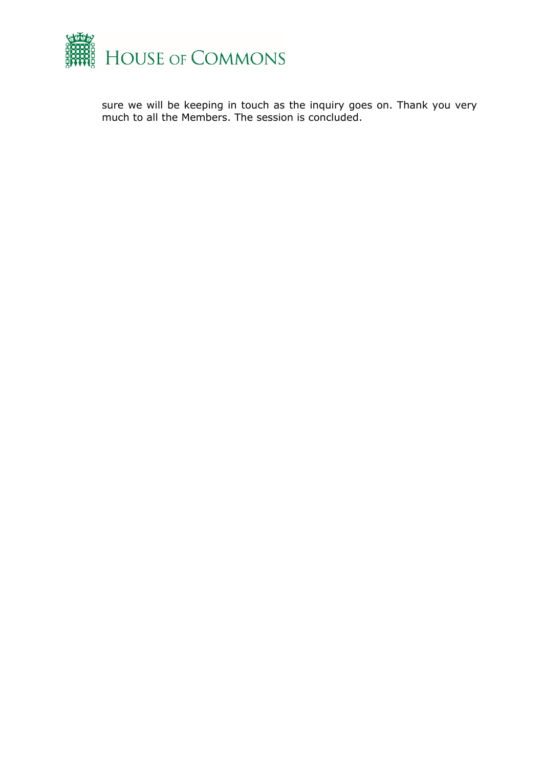sure we will be keeping in touch as the inquiry goes on. Thank you very much to all the Members. The session is concluded.